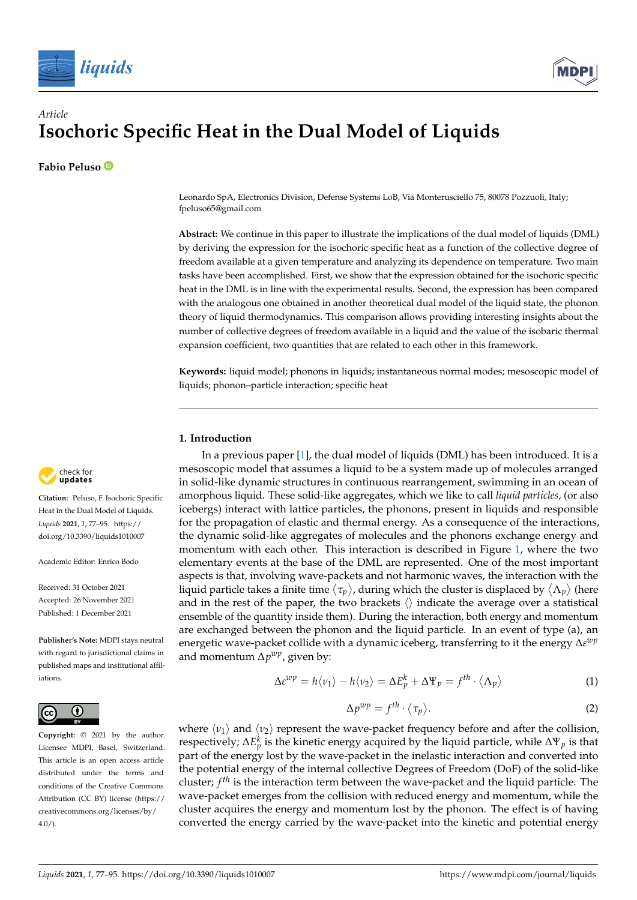*Article*

# Isochoric Specific Heat in the Dual Model of Liquids

**Fabio Peluso**

Leonardo SpA, Electronics Division, Defense Systems LoB, Via Monterusciello 75, 80078 Pozzuoli, Italy; fpeluso65@gmail.com

**Abstract:** We continue in this paper to illustrate the implications of the dual model of liquids (DML) by deriving the expression for the isochoric specific heat as a function of the collective degree of freedom available at a given temperature and analyzing its dependence on temperature. Two main tasks have been accomplished. First, we show that the expression obtained for the isochoric specific heat in the DML is in line with the experimental results. Second, the expression has been compared with the analogous one obtained in another theoretical dual model of the liquid state, the phonon theory of liquid thermodynamics. This comparison allows providing interesting insights about the number of collective degrees of freedom available in a liquid and the value of the isobaric thermal expansion coefficient, two quantities that are related to each other in this framework.

**Keywords:** liquid model; phonons in liquids; instantaneous normal modes; mesoscopic model of liquids; phonon–particle interaction; specific heat

**Citation:** Peluso, F. Isochoric Specific Heat in the Dual Model of Liquids. *Liquids* **2021**, *1*, 77–95. https://doi.org/10.3390/liquids1010007

Academic Editor: Enrico Bodo

Received: 31 October 2021
Accepted: 26 November 2021
Published: 1 December 2021

**Publisher's Note:** MDPI stays neutral with regard to jurisdictional claims in published maps and institutional affiliations.

**Copyright:** © 2021 by the author. Licensee MDPI, Basel, Switzerland. This article is an open access article distributed under the terms and conditions of the Creative Commons Attribution (CC BY) license (https://creativecommons.org/licenses/by/4.0/).

## 1. Introduction

In a previous paper [1], the dual model of liquids (DML) has been introduced. It is a mesoscopic model that assumes a liquid to be a system made up of molecules arranged in solid-like dynamic structures in continuous rearrangement, swimming in an ocean of amorphous liquid. These solid-like aggregates, which we like to call *liquid particles*, (or also icebergs) interact with lattice particles, the phonons, present in liquids and responsible for the propagation of elastic and thermal energy. As a consequence of the interactions, the dynamic solid-like aggregates of molecules and the phonons exchange energy and momentum with each other. This interaction is described in Figure 1, where the two elementary events at the base of the DML are represented. One of the most important aspects is that, involving wave-packets and not harmonic waves, the interaction with the liquid particle takes a finite time $\langle \tau_p \rangle$, during which the cluster is displaced by $\langle \Lambda_p \rangle$ (here and in the rest of the paper, the two brackets $\langle \rangle$ indicate the average over a statistical ensemble of the quantity inside them). During the interaction, both energy and momentum are exchanged between the phonon and the liquid particle. In an event of type (a), an energetic wave-packet collide with a dynamic iceberg, transferring to it the energy $\Delta\varepsilon^{wp}$ and momentum $\Delta p^{wp}$, given by:

$$\Delta\varepsilon^{wp} = h\langle \nu_1 \rangle - h\langle \nu_2 \rangle = \Delta E_p^k + \Delta\Psi_p = f^{th} \cdot \langle \Lambda_p \rangle \tag{1}$$

$$\Delta p^{wp} = f^{th} \cdot \langle \tau_p \rangle. \tag{2}$$

where $\langle \nu_1 \rangle$ and $\langle \nu_2 \rangle$ represent the wave-packet frequency before and after the collision, respectively; $\Delta E_p^k$ is the kinetic energy acquired by the liquid particle, while $\Delta\Psi_p$ is that part of the energy lost by the wave-packet in the inelastic interaction and converted into the potential energy of the internal collective Degrees of Freedom (DoF) of the solid-like cluster; $f^{th}$ is the interaction term between the wave-packet and the liquid particle. The wave-packet emerges from the collision with reduced energy and momentum, while the cluster acquires the energy and momentum lost by the phonon. The effect is of having converted the energy carried by the wave-packet into the kinetic and potential energy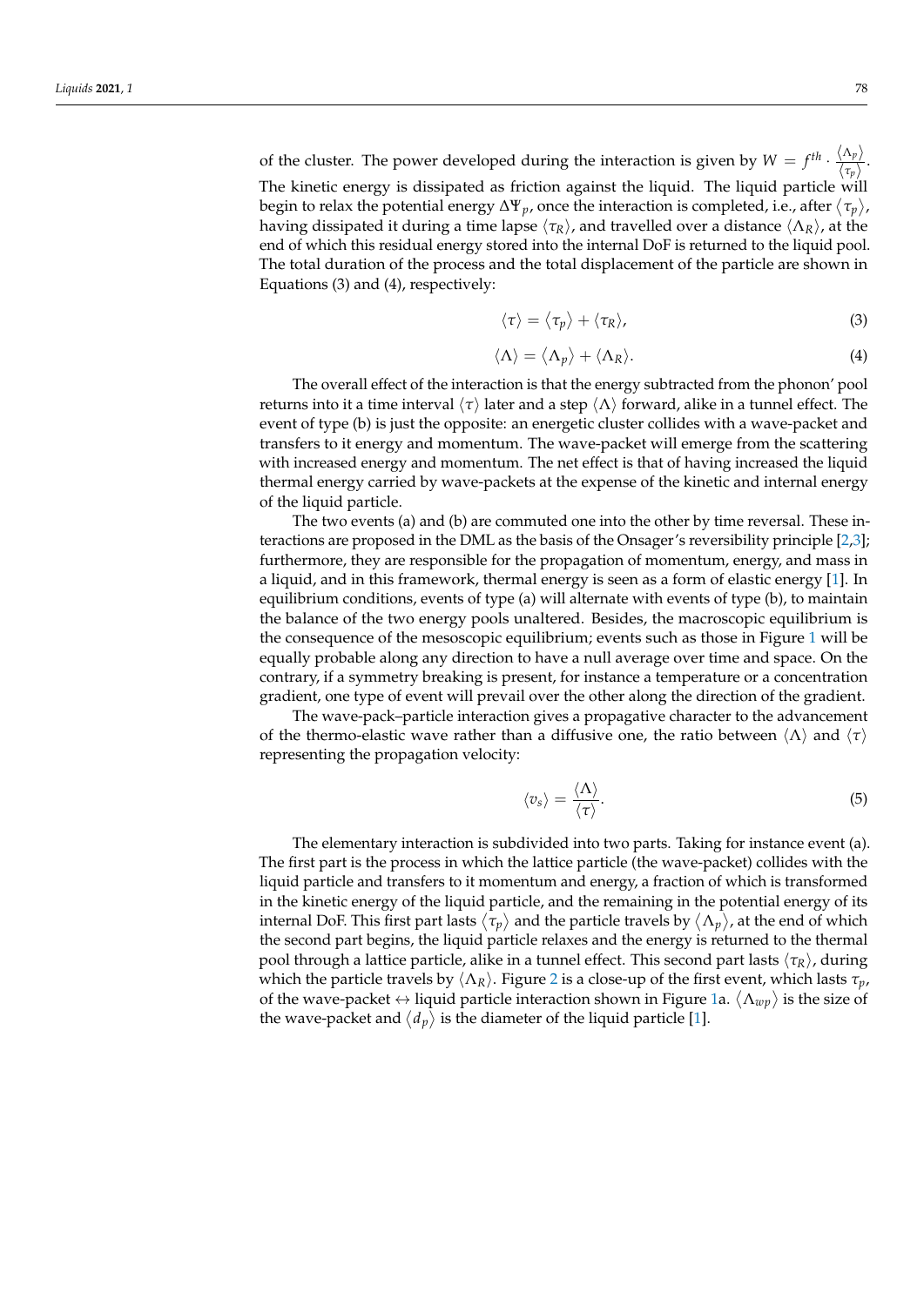of the cluster. The power developed during the interaction is given by $W = f^{th} \cdot \frac{\langle \Lambda_p \rangle}{\langle \tau_p \rangle}$. The kinetic energy is dissipated as friction against the liquid. The liquid particle will begin to relax the potential energy $\Delta\Psi_p$, once the interaction is completed, i.e., after $\langle \tau_p \rangle$, having dissipated it during a time lapse $\langle \tau_R \rangle$, and travelled over a distance $\langle \Lambda_R \rangle$, at the end of which this residual energy stored into the internal DoF is returned to the liquid pool. The total duration of the process and the total displacement of the particle are shown in Equations (3) and (4), respectively:

$$\langle \tau \rangle = \langle \tau_p \rangle + \langle \tau_R \rangle, \tag{3}$$

$$\langle \Lambda \rangle = \langle \Lambda_p \rangle + \langle \Lambda_R \rangle. \tag{4}$$

The overall effect of the interaction is that the energy subtracted from the phonon' pool returns into it a time interval $\langle \tau \rangle$ later and a step $\langle \Lambda \rangle$ forward, alike in a tunnel effect. The event of type (b) is just the opposite: an energetic cluster collides with a wave-packet and transfers to it energy and momentum. The wave-packet will emerge from the scattering with increased energy and momentum. The net effect is that of having increased the liquid thermal energy carried by wave-packets at the expense of the kinetic and internal energy of the liquid particle.

The two events (a) and (b) are commuted one into the other by time reversal. These interactions are proposed in the DML as the basis of the Onsager's reversibility principle [2,3]; furthermore, they are responsible for the propagation of momentum, energy, and mass in a liquid, and in this framework, thermal energy is seen as a form of elastic energy [1]. In equilibrium conditions, events of type (a) will alternate with events of type (b), to maintain the balance of the two energy pools unaltered. Besides, the macroscopic equilibrium is the consequence of the mesoscopic equilibrium; events such as those in Figure 1 will be equally probable along any direction to have a null average over time and space. On the contrary, if a symmetry breaking is present, for instance a temperature or a concentration gradient, one type of event will prevail over the other along the direction of the gradient.

The wave-pack–particle interaction gives a propagative character to the advancement of the thermo-elastic wave rather than a diffusive one, the ratio between $\langle \Lambda \rangle$ and $\langle \tau \rangle$ representing the propagation velocity:

$$\langle v_s \rangle = \frac{\langle \Lambda \rangle}{\langle \tau \rangle}. \tag{5}$$

The elementary interaction is subdivided into two parts. Taking for instance event (a). The first part is the process in which the lattice particle (the wave-packet) collides with the liquid particle and transfers to it momentum and energy, a fraction of which is transformed in the kinetic energy of the liquid particle, and the remaining in the potential energy of its internal DoF. This first part lasts $\langle \tau_p \rangle$ and the particle travels by $\langle \Lambda_p \rangle$, at the end of which the second part begins, the liquid particle relaxes and the energy is returned to the thermal pool through a lattice particle, alike in a tunnel effect. This second part lasts $\langle \tau_R \rangle$, during which the particle travels by $\langle \Lambda_R \rangle$. Figure 2 is a close-up of the first event, which lasts $\tau_p$, of the wave-packet $\leftrightarrow$ liquid particle interaction shown in Figure 1a. $\langle \Lambda_{wp} \rangle$ is the size of the wave-packet and $\langle d_p \rangle$ is the diameter of the liquid particle [1].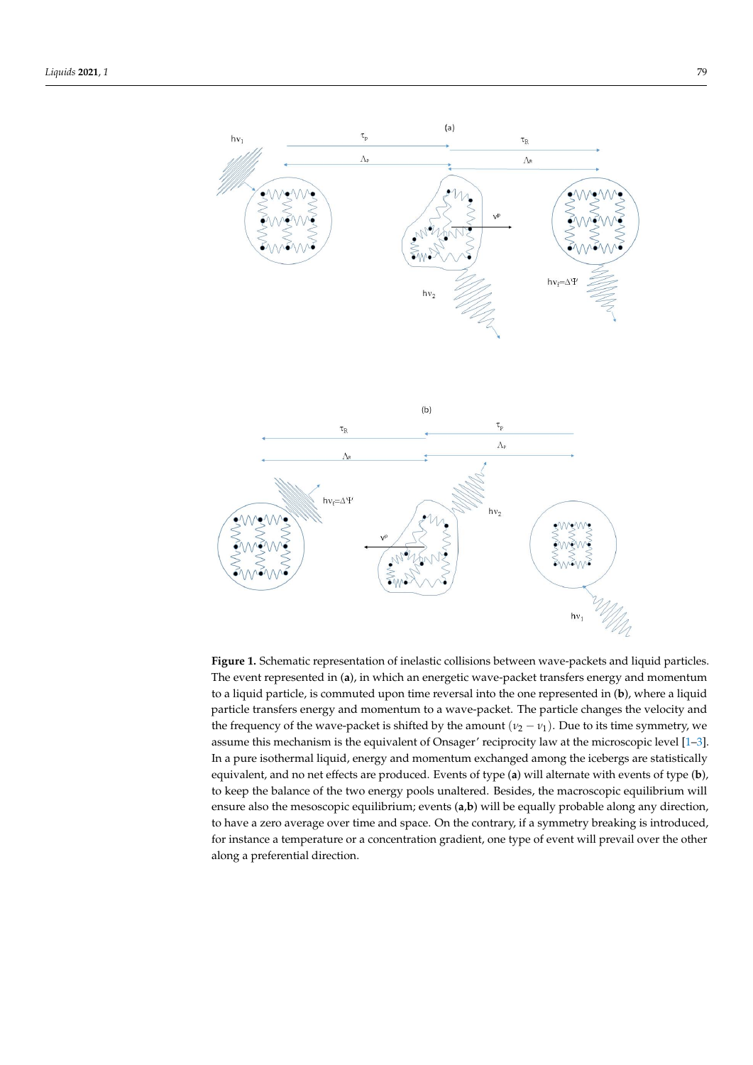**Figure 1.** Schematic representation of inelastic collisions between wave-packets and liquid particles. The event represented in (**a**), in which an energetic wave-packet transfers energy and momentum to a liquid particle, is commuted upon time reversal into the one represented in (**b**), where a liquid particle transfers energy and momentum to a wave-packet. The particle changes the velocity and the frequency of the wave-packet is shifted by the amount $(\nu_2 - \nu_1)$. Due to its time symmetry, we assume this mechanism is the equivalent of Onsager' reciprocity law at the microscopic level [1–3]. In a pure isothermal liquid, energy and momentum exchanged among the icebergs are statistically equivalent, and no net effects are produced. Events of type (**a**) will alternate with events of type (**b**), to keep the balance of the two energy pools unaltered. Besides, the macroscopic equilibrium will ensure also the mesoscopic equilibrium; events (**a**,**b**) will be equally probable along any direction, to have a zero average over time and space. On the contrary, if a symmetry breaking is introduced, for instance a temperature or a concentration gradient, one type of event will prevail over the other along a preferential direction.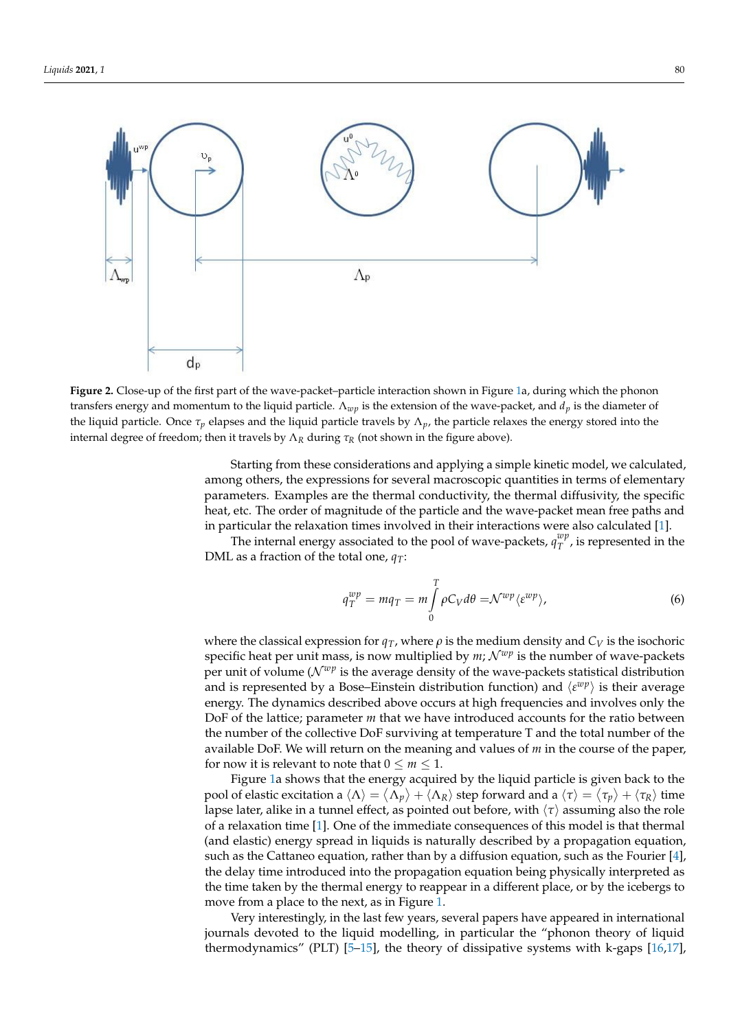**Figure 2.** Close-up of the first part of the wave-packet–particle interaction shown in Figure 1a, during which the phonon transfers energy and momentum to the liquid particle. $\Lambda_{wp}$ is the extension of the wave-packet, and $d_p$ is the diameter of the liquid particle. Once $\tau_p$ elapses and the liquid particle travels by $\Lambda_p$, the particle relaxes the energy stored into the internal degree of freedom; then it travels by $\Lambda_R$ during $\tau_R$ (not shown in the figure above).

Starting from these considerations and applying a simple kinetic model, we calculated, among others, the expressions for several macroscopic quantities in terms of elementary parameters. Examples are the thermal conductivity, the thermal diffusivity, the specific heat, etc. The order of magnitude of the particle and the wave-packet mean free paths and in particular the relaxation times involved in their interactions were also calculated [1].

The internal energy associated to the pool of wave-packets, $q_T^{wp}$, is represented in the DML as a fraction of the total one, $q_T$:

$$q_T^{wp} = mq_T = m\int_0^T \rho C_V d\theta = \mathcal{N}^{wp}\langle\varepsilon^{wp}\rangle, \tag{6}$$

where the classical expression for $q_T$, where $\rho$ is the medium density and $C_V$ is the isochoric specific heat per unit mass, is now multiplied by $m$; $\mathcal{N}^{wp}$ is the number of wave-packets per unit of volume ($\mathcal{N}^{wp}$ is the average density of the wave-packets statistical distribution and is represented by a Bose–Einstein distribution function) and $\langle\varepsilon^{wp}\rangle$ is their average energy. The dynamics described above occurs at high frequencies and involves only the DoF of the lattice; parameter $m$ that we have introduced accounts for the ratio between the number of the collective DoF surviving at temperature T and the total number of the available DoF. We will return on the meaning and values of $m$ in the course of the paper, for now it is relevant to note that $0 \leq m \leq 1$.

Figure 1a shows that the energy acquired by the liquid particle is given back to the pool of elastic excitation a $\langle\Lambda\rangle = \langle\Lambda_p\rangle + \langle\Lambda_R\rangle$ step forward and a $\langle\tau\rangle = \langle\tau_p\rangle + \langle\tau_R\rangle$ time lapse later, alike in a tunnel effect, as pointed out before, with $\langle\tau\rangle$ assuming also the role of a relaxation time [1]. One of the immediate consequences of this model is that thermal (and elastic) energy spread in liquids is naturally described by a propagation equation, such as the Cattaneo equation, rather than by a diffusion equation, such as the Fourier [4], the delay time introduced into the propagation equation being physically interpreted as the time taken by the thermal energy to reappear in a different place, or by the icebergs to move from a place to the next, as in Figure 1.

Very interestingly, in the last few years, several papers have appeared in international journals devoted to the liquid modelling, in particular the "phonon theory of liquid thermodynamics" (PLT) [5–15], the theory of dissipative systems with k-gaps [16,17],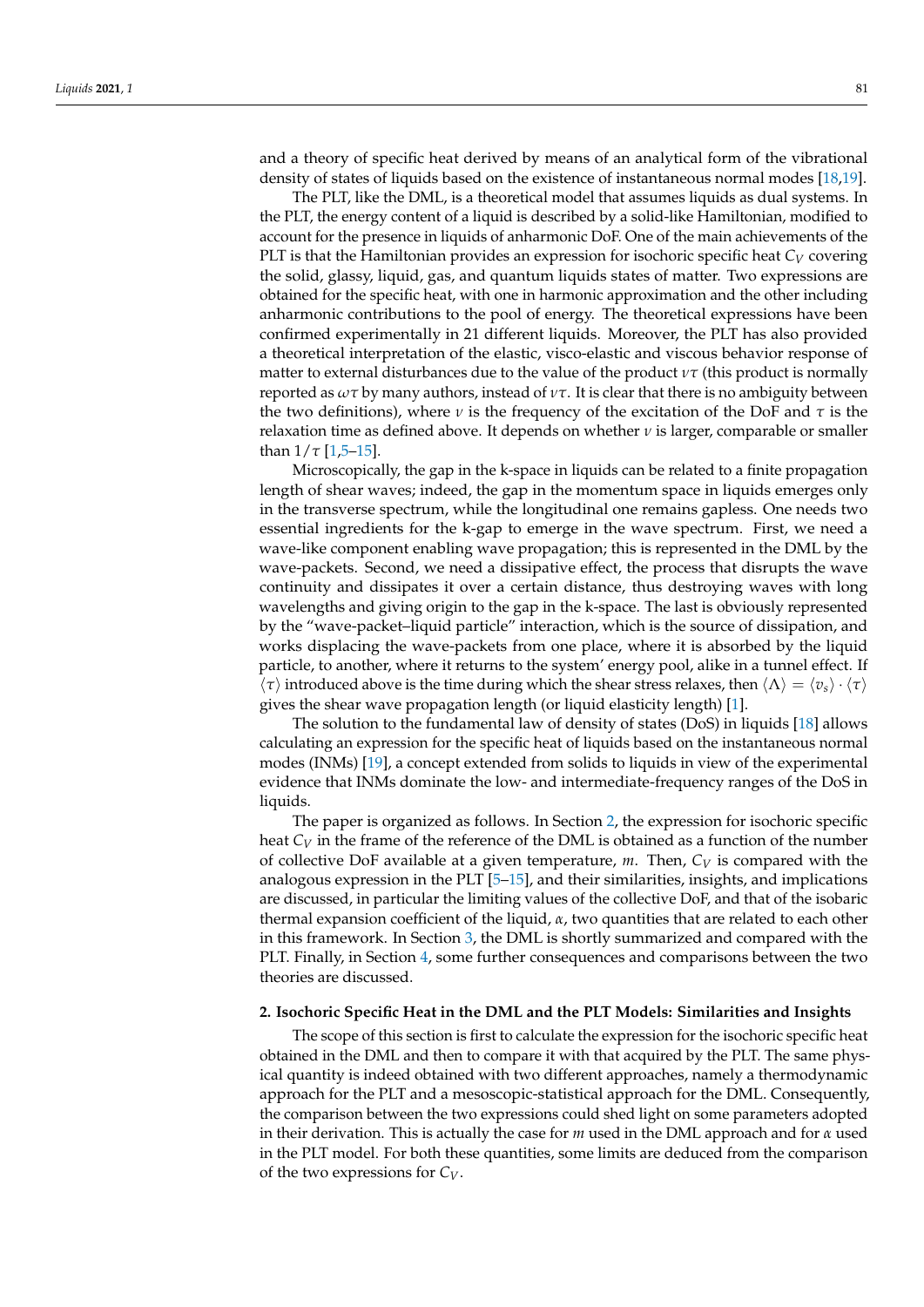and a theory of specific heat derived by means of an analytical form of the vibrational density of states of liquids based on the existence of instantaneous normal modes [18,19].

The PLT, like the DML, is a theoretical model that assumes liquids as dual systems. In the PLT, the energy content of a liquid is described by a solid-like Hamiltonian, modified to account for the presence in liquids of anharmonic DoF. One of the main achievements of the PLT is that the Hamiltonian provides an expression for isochoric specific heat $C_V$ covering the solid, glassy, liquid, gas, and quantum liquids states of matter. Two expressions are obtained for the specific heat, with one in harmonic approximation and the other including anharmonic contributions to the pool of energy. The theoretical expressions have been confirmed experimentally in 21 different liquids. Moreover, the PLT has also provided a theoretical interpretation of the elastic, visco-elastic and viscous behavior response of matter to external disturbances due to the value of the product $\nu\tau$ (this product is normally reported as $\omega\tau$ by many authors, instead of $\nu\tau$. It is clear that there is no ambiguity between the two definitions), where $\nu$ is the frequency of the excitation of the DoF and $\tau$ is the relaxation time as defined above. It depends on whether $\nu$ is larger, comparable or smaller than $1/\tau$ [1,5–15].

Microscopically, the gap in the k-space in liquids can be related to a finite propagation length of shear waves; indeed, the gap in the momentum space in liquids emerges only in the transverse spectrum, while the longitudinal one remains gapless. One needs two essential ingredients for the k-gap to emerge in the wave spectrum. First, we need a wave-like component enabling wave propagation; this is represented in the DML by the wave-packets. Second, we need a dissipative effect, the process that disrupts the wave continuity and dissipates it over a certain distance, thus destroying waves with long wavelengths and giving origin to the gap in the k-space. The last is obviously represented by the "wave-packet–liquid particle" interaction, which is the source of dissipation, and works displacing the wave-packets from one place, where it is absorbed by the liquid particle, to another, where it returns to the system' energy pool, alike in a tunnel effect. If $\langle\tau\rangle$ introduced above is the time during which the shear stress relaxes, then $\langle\Lambda\rangle = \langle v_s\rangle \cdot \langle\tau\rangle$ gives the shear wave propagation length (or liquid elasticity length) [1].

The solution to the fundamental law of density of states (DoS) in liquids [18] allows calculating an expression for the specific heat of liquids based on the instantaneous normal modes (INMs) [19], a concept extended from solids to liquids in view of the experimental evidence that INMs dominate the low- and intermediate-frequency ranges of the DoS in liquids.

The paper is organized as follows. In Section 2, the expression for isochoric specific heat $C_V$ in the frame of the reference of the DML is obtained as a function of the number of collective DoF available at a given temperature, $m$. Then, $C_V$ is compared with the analogous expression in the PLT [5–15], and their similarities, insights, and implications are discussed, in particular the limiting values of the collective DoF, and that of the isobaric thermal expansion coefficient of the liquid, $\alpha$, two quantities that are related to each other in this framework. In Section 3, the DML is shortly summarized and compared with the PLT. Finally, in Section 4, some further consequences and comparisons between the two theories are discussed.

## 2. Isochoric Specific Heat in the DML and the PLT Models: Similarities and Insights

The scope of this section is first to calculate the expression for the isochoric specific heat obtained in the DML and then to compare it with that acquired by the PLT. The same physical quantity is indeed obtained with two different approaches, namely a thermodynamic approach for the PLT and a mesoscopic-statistical approach for the DML. Consequently, the comparison between the two expressions could shed light on some parameters adopted in their derivation. This is actually the case for $m$ used in the DML approach and for $\alpha$ used in the PLT model. For both these quantities, some limits are deduced from the comparison of the two expressions for $C_V$.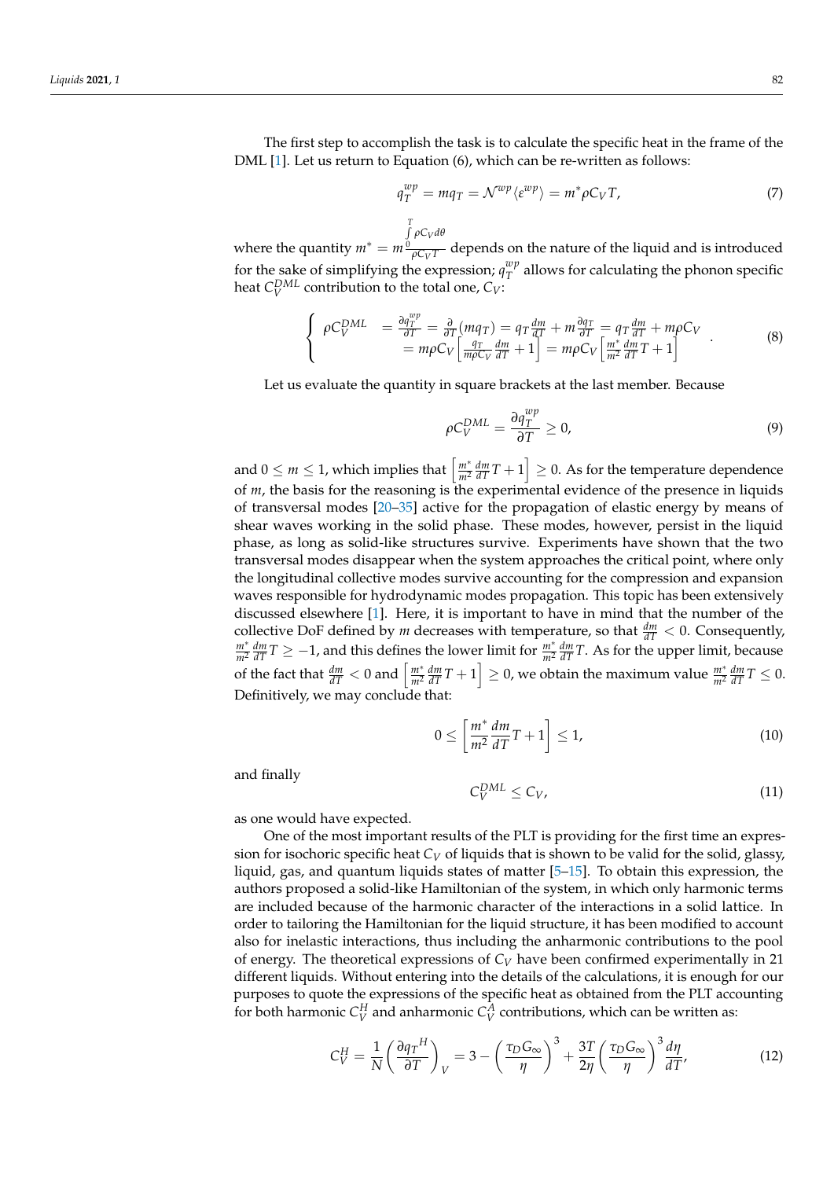The first step to accomplish the task is to calculate the specific heat in the frame of the DML [1]. Let us return to Equation (6), which can be re-written as follows:

$$q_T^{wp} = mq_T = \mathcal{N}^{wp}\langle \varepsilon^{wp} \rangle = m^* \rho C_V T, \tag{7}$$

where the quantity $m^* = m\frac{\int_0^T \rho C_V d\theta}{\rho C_V T}$ depends on the nature of the liquid and is introduced for the sake of simplifying the expression; $q_T^{wp}$ allows for calculating the phonon specific heat $C_V^{DML}$ contribution to the total one, $C_V$:

$$\begin{cases} \rho C_V^{DML} & = \frac{\partial q_T^{wp}}{\partial T} = \frac{\partial}{\partial T}(mq_T) = q_T\frac{dm}{dT} + m\frac{\partial q_T}{\partial T} = q_T\frac{dm}{dT} + m\rho C_V \\ & = m\rho C_V\left[\frac{q_T}{m\rho C_V}\frac{dm}{dT} + 1\right] = m\rho C_V\left[\frac{m^*}{m^2}\frac{dm}{dT}T + 1\right] \end{cases}. \tag{8}$$

Let us evaluate the quantity in square brackets at the last member. Because

$$\rho C_V^{DML} = \frac{\partial q_T^{wp}}{\partial T} \geq 0, \tag{9}$$

and $0 \leq m \leq 1$, which implies that $\left[\frac{m^*}{m^2}\frac{dm}{dT}T + 1\right] \geq 0$. As for the temperature dependence of $m$, the basis for the reasoning is the experimental evidence of the presence in liquids of transversal modes [20–35] active for the propagation of elastic energy by means of shear waves working in the solid phase. These modes, however, persist in the liquid phase, as long as solid-like structures survive. Experiments have shown that the two transversal modes disappear when the system approaches the critical point, where only the longitudinal collective modes survive accounting for the compression and expansion waves responsible for hydrodynamic modes propagation. This topic has been extensively discussed elsewhere [1]. Here, it is important to have in mind that the number of the collective DoF defined by $m$ decreases with temperature, so that $\frac{dm}{dT} < 0$. Consequently, $\frac{m^*}{m^2}\frac{dm}{dT}T \geq -1$, and this defines the lower limit for $\frac{m^*}{m^2}\frac{dm}{dT}T$. As for the upper limit, because of the fact that $\frac{dm}{dT} < 0$ and $\left[\frac{m^*}{m^2}\frac{dm}{dT}T + 1\right] \geq 0$, we obtain the maximum value $\frac{m^*}{m^2}\frac{dm}{dT}T \leq 0$. Definitively, we may conclude that:

$$0 \leq \left[\frac{m^*}{m^2}\frac{dm}{dT}T + 1\right] \leq 1, \tag{10}$$

and finally

$$C_V^{DML} \leq C_V, \tag{11}$$

as one would have expected.

One of the most important results of the PLT is providing for the first time an expression for isochoric specific heat $C_V$ of liquids that is shown to be valid for the solid, glassy, liquid, gas, and quantum liquids states of matter [5–15]. To obtain this expression, the authors proposed a solid-like Hamiltonian of the system, in which only harmonic terms are included because of the harmonic character of the interactions in a solid lattice. In order to tailoring the Hamiltonian for the liquid structure, it has been modified to account also for inelastic interactions, thus including the anharmonic contributions to the pool of energy. The theoretical expressions of $C_V$ have been confirmed experimentally in 21 different liquids. Without entering into the details of the calculations, it is enough for our purposes to quote the expressions of the specific heat as obtained from the PLT accounting for both harmonic $C_V^H$ and anharmonic $C_V^A$ contributions, which can be written as:

$$C_V^H = \frac{1}{N}\left(\frac{\partial {q_T}^H}{\partial T}\right)_V = 3 - \left(\frac{\tau_D G_\infty}{\eta}\right)^3 + \frac{3T}{2\eta}\left(\frac{\tau_D G_\infty}{\eta}\right)^3\frac{d\eta}{dT}, \tag{12}$$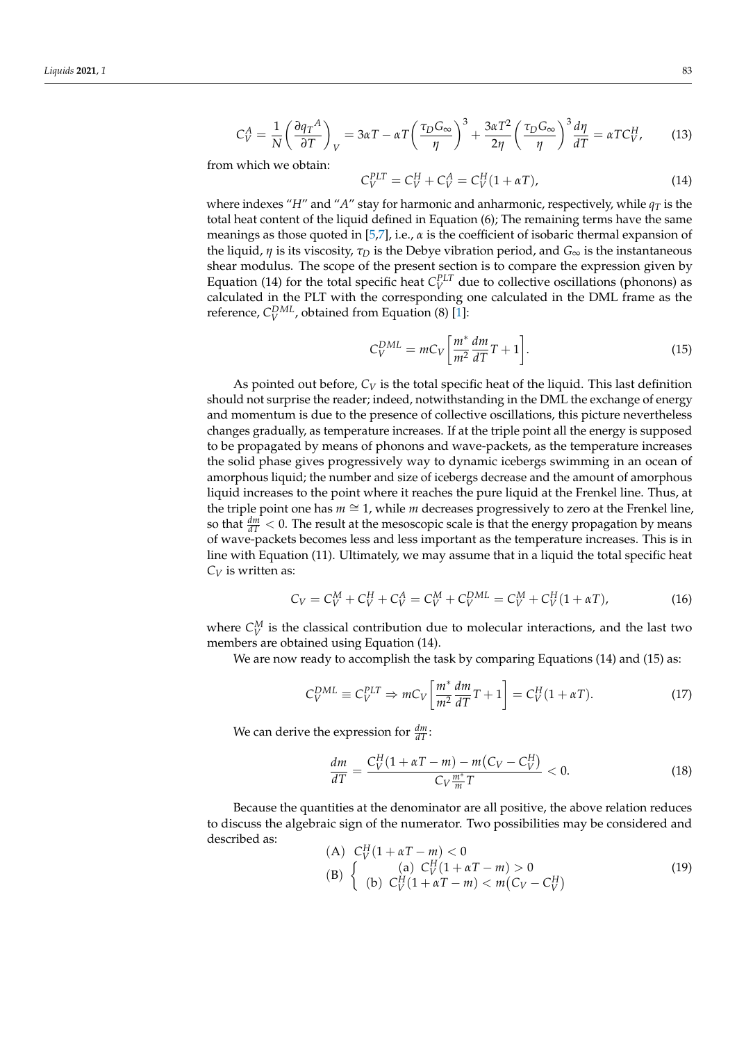$$C_V^A = \frac{1}{N}\left(\frac{\partial q_T{}^A}{\partial T}\right)_V = 3\alpha T - \alpha T\left(\frac{\tau_D G_\infty}{\eta}\right)^3 + \frac{3\alpha T^2}{2\eta}\left(\frac{\tau_D G_\infty}{\eta}\right)^3 \frac{d\eta}{dT} = \alpha T C_V^H, \tag{13}$$

from which we obtain:

$$C_V^{PLT} = C_V^H + C_V^A = C_V^H(1 + \alpha T), \tag{14}$$

where indexes "$H$" and "$A$" stay for harmonic and anharmonic, respectively, while $q_T$ is the total heat content of the liquid defined in Equation (6); The remaining terms have the same meanings as those quoted in [5,7], i.e., $\alpha$ is the coefficient of isobaric thermal expansion of the liquid, $\eta$ is its viscosity, $\tau_D$ is the Debye vibration period, and $G_\infty$ is the instantaneous shear modulus. The scope of the present section is to compare the expression given by Equation (14) for the total specific heat $C_V^{PLT}$ due to collective oscillations (phonons) as calculated in the PLT with the corresponding one calculated in the DML frame as the reference, $C_V^{DML}$, obtained from Equation (8) [1]:

$$C_V^{DML} = mC_V\left[\frac{m^*}{m^2}\frac{dm}{dT}T + 1\right]. \tag{15}$$

As pointed out before, $C_V$ is the total specific heat of the liquid. This last definition should not surprise the reader; indeed, notwithstanding in the DML the exchange of energy and momentum is due to the presence of collective oscillations, this picture nevertheless changes gradually, as temperature increases. If at the triple point all the energy is supposed to be propagated by means of phonons and wave-packets, as the temperature increases the solid phase gives progressively way to dynamic icebergs swimming in an ocean of amorphous liquid; the number and size of icebergs decrease and the amount of amorphous liquid increases to the point where it reaches the pure liquid at the Frenkel line. Thus, at the triple point one has $m \cong 1$, while $m$ decreases progressively to zero at the Frenkel line, so that $\frac{dm}{dT} < 0$. The result at the mesoscopic scale is that the energy propagation by means of wave-packets becomes less and less important as the temperature increases. This is in line with Equation (11). Ultimately, we may assume that in a liquid the total specific heat $C_V$ is written as:

$$C_V = C_V^M + C_V^H + C_V^A = C_V^M + C_V^{DML} = C_V^M + C_V^H(1 + \alpha T), \tag{16}$$

where $C_V^M$ is the classical contribution due to molecular interactions, and the last two members are obtained using Equation (14).

We are now ready to accomplish the task by comparing Equations (14) and (15) as:

$$C_V^{DML} \equiv C_V^{PLT} \Rightarrow mC_V\left[\frac{m^*}{m^2}\frac{dm}{dT}T + 1\right] = C_V^H(1 + \alpha T). \tag{17}$$

We can derive the expression for $\frac{dm}{dT}$:

$$\frac{dm}{dT} = \frac{C_V^H(1 + \alpha T - m) - m\left(C_V - C_V^H\right)}{C_V \frac{m^*}{m} T} < 0. \tag{18}$$

Because the quantities at the denominator are all positive, the above relation reduces to discuss the algebraic sign of the numerator. Two possibilities may be considered and described as:

$$\begin{array}{l} \text{(A)} \;\; C_V^H(1 + \alpha T - m) < 0 \\ \text{(B)} \left\{ \begin{array}{c} \text{(a)} \;\; C_V^H(1 + \alpha T - m) > 0 \\ \text{(b)} \;\; C_V^H(1 + \alpha T - m) < m\left(C_V - C_V^H\right) \end{array} \right. \end{array} \tag{19}$$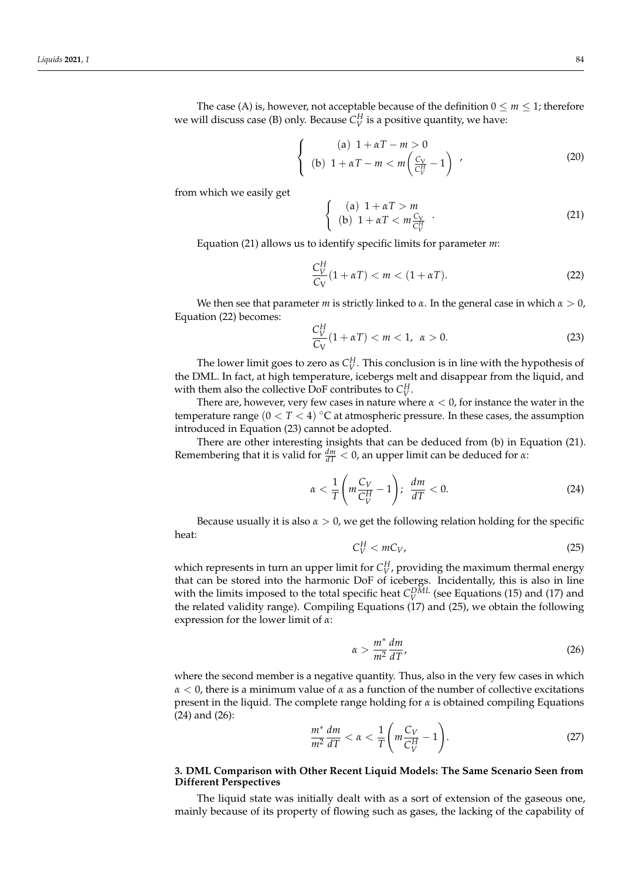The case (A) is, however, not acceptable because of the definition $0 \leq m \leq 1$; therefore we will discuss case (B) only. Because $C_V^H$ is a positive quantity, we have:

$$\begin{cases} \text{(a)}\ 1 + \alpha T - m > 0 \\ \text{(b)}\ 1 + \alpha T - m < m\left(\frac{C_V}{C_V^H} - 1\right) \end{cases}, \tag{20}$$

from which we easily get

$$\begin{cases} \text{(a)}\ 1 + \alpha T > m \\ \text{(b)}\ 1 + \alpha T < m\frac{C_V}{C_V^H} \end{cases}. \tag{21}$$

Equation (21) allows us to identify specific limits for parameter $m$:

$$\frac{C_V^H}{C_V}(1 + \alpha T) < m < (1 + \alpha T). \tag{22}$$

We then see that parameter $m$ is strictly linked to $\alpha$. In the general case in which $\alpha > 0$, Equation (22) becomes:

$$\frac{C_V^H}{C_V}(1 + \alpha T) < m < 1,\ \ \alpha > 0. \tag{23}$$

The lower limit goes to zero as $C_V^H$. This conclusion is in line with the hypothesis of the DML. In fact, at high temperature, icebergs melt and disappear from the liquid, and with them also the collective DoF contributes to $C_V^H$.

There are, however, very few cases in nature where $\alpha < 0$, for instance the water in the temperature range $(0 < T < 4)$ °C at atmospheric pressure. In these cases, the assumption introduced in Equation (23) cannot be adopted.

There are other interesting insights that can be deduced from (b) in Equation (21). Remembering that it is valid for $\frac{dm}{dT} < 0$, an upper limit can be deduced for $\alpha$:

$$\alpha < \frac{1}{T}\left(m\frac{C_V}{C_V^H} - 1\right);\ \ \frac{dm}{dT} < 0. \tag{24}$$

Because usually it is also $\alpha > 0$, we get the following relation holding for the specific heat:

$$C_V^H < mC_V, \tag{25}$$

which represents in turn an upper limit for $C_V^H$, providing the maximum thermal energy that can be stored into the harmonic DoF of icebergs. Incidentally, this is also in line with the limits imposed to the total specific heat $C_V^{DML}$ (see Equations (15) and (17) and the related validity range). Compiling Equations (17) and (25), we obtain the following expression for the lower limit of $\alpha$:

$$\alpha > \frac{m^*}{m^2}\frac{dm}{dT}, \tag{26}$$

where the second member is a negative quantity. Thus, also in the very few cases in which $\alpha < 0$, there is a minimum value of $\alpha$ as a function of the number of collective excitations present in the liquid. The complete range holding for $\alpha$ is obtained compiling Equations (24) and (26):

$$\frac{m^*}{m^2}\frac{dm}{dT} < \alpha < \frac{1}{T}\left(m\frac{C_V}{C_V^H} - 1\right). \tag{27}$$

## 3. DML Comparison with Other Recent Liquid Models: The Same Scenario Seen from Different Perspectives

The liquid state was initially dealt with as a sort of extension of the gaseous one, mainly because of its property of flowing such as gases, the lacking of the capability of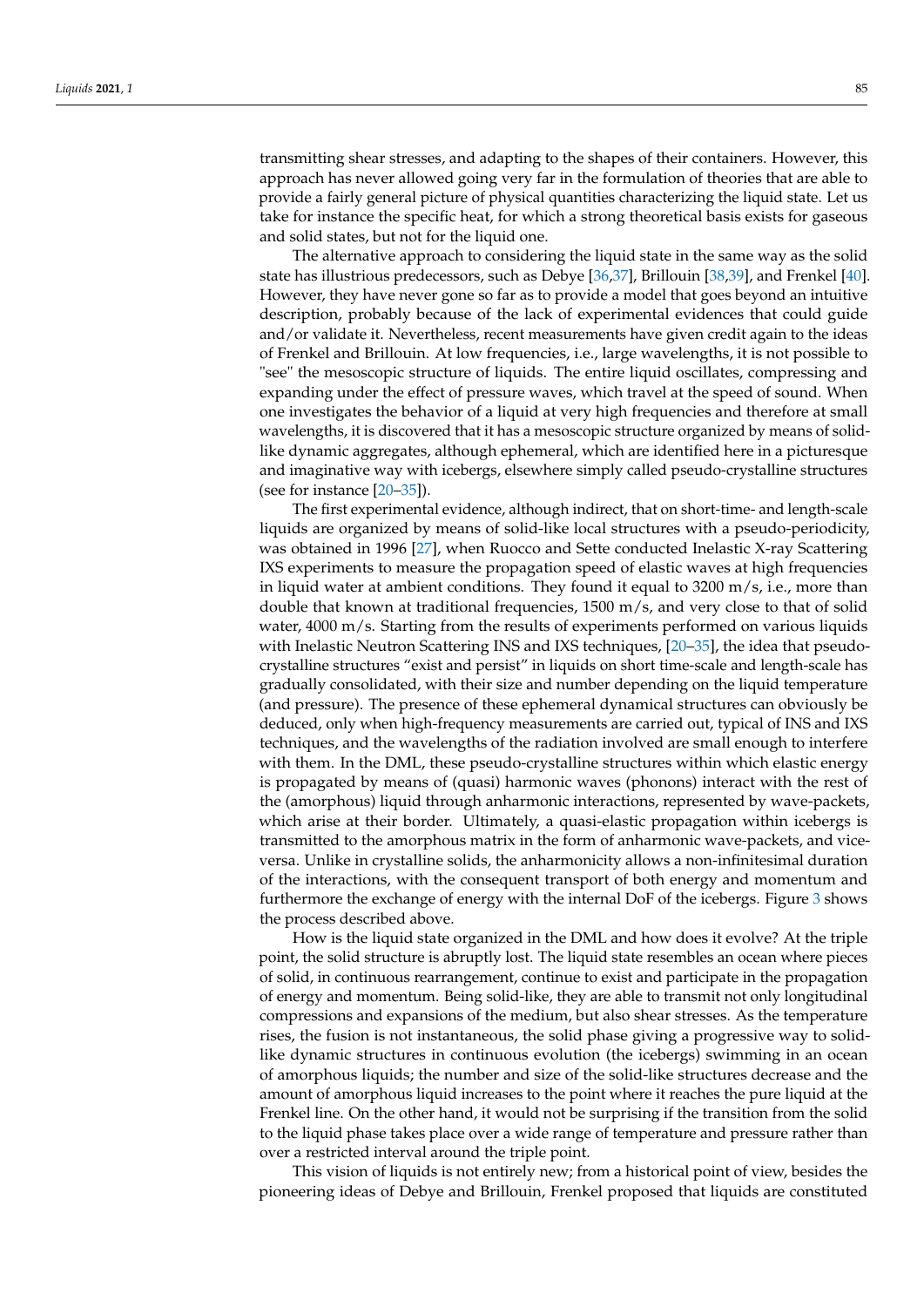transmitting shear stresses, and adapting to the shapes of their containers. However, this approach has never allowed going very far in the formulation of theories that are able to provide a fairly general picture of physical quantities characterizing the liquid state. Let us take for instance the specific heat, for which a strong theoretical basis exists for gaseous and solid states, but not for the liquid one.

The alternative approach to considering the liquid state in the same way as the solid state has illustrious predecessors, such as Debye [36,37], Brillouin [38,39], and Frenkel [40]. However, they have never gone so far as to provide a model that goes beyond an intuitive description, probably because of the lack of experimental evidences that could guide and/or validate it. Nevertheless, recent measurements have given credit again to the ideas of Frenkel and Brillouin. At low frequencies, i.e., large wavelengths, it is not possible to "see" the mesoscopic structure of liquids. The entire liquid oscillates, compressing and expanding under the effect of pressure waves, which travel at the speed of sound. When one investigates the behavior of a liquid at very high frequencies and therefore at small wavelengths, it is discovered that it has a mesoscopic structure organized by means of solid-like dynamic aggregates, although ephemeral, which are identified here in a picturesque and imaginative way with icebergs, elsewhere simply called pseudo-crystalline structures (see for instance [20–35]).

The first experimental evidence, although indirect, that on short-time- and length-scale liquids are organized by means of solid-like local structures with a pseudo-periodicity, was obtained in 1996 [27], when Ruocco and Sette conducted Inelastic X-ray Scattering IXS experiments to measure the propagation speed of elastic waves at high frequencies in liquid water at ambient conditions. They found it equal to 3200 m/s, i.e., more than double that known at traditional frequencies, 1500 m/s, and very close to that of solid water, 4000 m/s. Starting from the results of experiments performed on various liquids with Inelastic Neutron Scattering INS and IXS techniques, [20–35], the idea that pseudo-crystalline structures "exist and persist" in liquids on short time-scale and length-scale has gradually consolidated, with their size and number depending on the liquid temperature (and pressure). The presence of these ephemeral dynamical structures can obviously be deduced, only when high-frequency measurements are carried out, typical of INS and IXS techniques, and the wavelengths of the radiation involved are small enough to interfere with them. In the DML, these pseudo-crystalline structures within which elastic energy is propagated by means of (quasi) harmonic waves (phonons) interact with the rest of the (amorphous) liquid through anharmonic interactions, represented by wave-packets, which arise at their border. Ultimately, a quasi-elastic propagation within icebergs is transmitted to the amorphous matrix in the form of anharmonic wave-packets, and vice-versa. Unlike in crystalline solids, the anharmonicity allows a non-infinitesimal duration of the interactions, with the consequent transport of both energy and momentum and furthermore the exchange of energy with the internal DoF of the icebergs. Figure 3 shows the process described above.

How is the liquid state organized in the DML and how does it evolve? At the triple point, the solid structure is abruptly lost. The liquid state resembles an ocean where pieces of solid, in continuous rearrangement, continue to exist and participate in the propagation of energy and momentum. Being solid-like, they are able to transmit not only longitudinal compressions and expansions of the medium, but also shear stresses. As the temperature rises, the fusion is not instantaneous, the solid phase giving a progressive way to solid-like dynamic structures in continuous evolution (the icebergs) swimming in an ocean of amorphous liquids; the number and size of the solid-like structures decrease and the amount of amorphous liquid increases to the point where it reaches the pure liquid at the Frenkel line. On the other hand, it would not be surprising if the transition from the solid to the liquid phase takes place over a wide range of temperature and pressure rather than over a restricted interval around the triple point.

This vision of liquids is not entirely new; from a historical point of view, besides the pioneering ideas of Debye and Brillouin, Frenkel proposed that liquids are constituted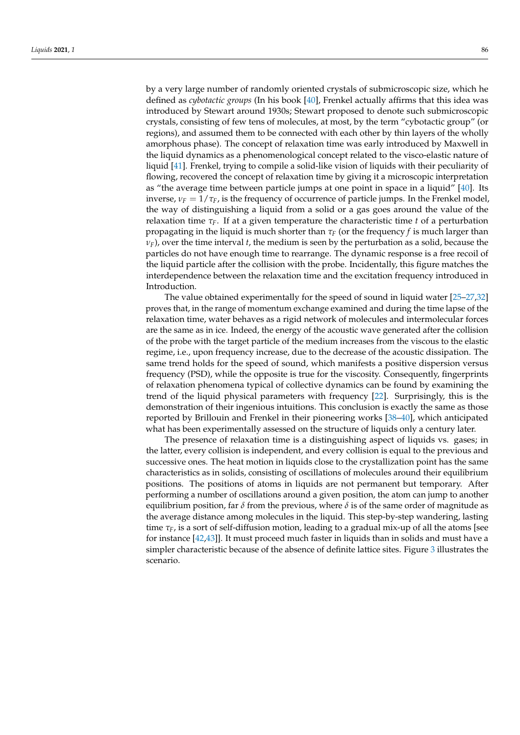by a very large number of randomly oriented crystals of submicroscopic size, which he defined as *cybotactic groups* (In his book [40], Frenkel actually affirms that this idea was introduced by Stewart around 1930s; Stewart proposed to denote such submicroscopic crystals, consisting of few tens of molecules, at most, by the term "cybotactic group" (or regions), and assumed them to be connected with each other by thin layers of the wholly amorphous phase). The concept of relaxation time was early introduced by Maxwell in the liquid dynamics as a phenomenological concept related to the visco-elastic nature of liquid [41]. Frenkel, trying to compile a solid-like vision of liquids with their peculiarity of flowing, recovered the concept of relaxation time by giving it a microscopic interpretation as "the average time between particle jumps at one point in space in a liquid" [40]. Its inverse, $\nu_F = 1/\tau_F$, is the frequency of occurrence of particle jumps. In the Frenkel model, the way of distinguishing a liquid from a solid or a gas goes around the value of the relaxation time $\tau_F$. If at a given temperature the characteristic time $t$ of a perturbation propagating in the liquid is much shorter than $\tau_F$ (or the frequency $f$ is much larger than $\nu_F$), over the time interval $t$, the medium is seen by the perturbation as a solid, because the particles do not have enough time to rearrange. The dynamic response is a free recoil of the liquid particle after the collision with the probe. Incidentally, this figure matches the interdependence between the relaxation time and the excitation frequency introduced in Introduction.

The value obtained experimentally for the speed of sound in liquid water [25–27,32] proves that, in the range of momentum exchange examined and during the time lapse of the relaxation time, water behaves as a rigid network of molecules and intermolecular forces are the same as in ice. Indeed, the energy of the acoustic wave generated after the collision of the probe with the target particle of the medium increases from the viscous to the elastic regime, i.e., upon frequency increase, due to the decrease of the acoustic dissipation. The same trend holds for the speed of sound, which manifests a positive dispersion versus frequency (PSD), while the opposite is true for the viscosity. Consequently, fingerprints of relaxation phenomena typical of collective dynamics can be found by examining the trend of the liquid physical parameters with frequency [22]. Surprisingly, this is the demonstration of their ingenious intuitions. This conclusion is exactly the same as those reported by Brillouin and Frenkel in their pioneering works [38–40], which anticipated what has been experimentally assessed on the structure of liquids only a century later.

The presence of relaxation time is a distinguishing aspect of liquids vs. gases; in the latter, every collision is independent, and every collision is equal to the previous and successive ones. The heat motion in liquids close to the crystallization point has the same characteristics as in solids, consisting of oscillations of molecules around their equilibrium positions. The positions of atoms in liquids are not permanent but temporary. After performing a number of oscillations around a given position, the atom can jump to another equilibrium position, far $\delta$ from the previous, where $\delta$ is of the same order of magnitude as the average distance among molecules in the liquid. This step-by-step wandering, lasting time $\tau_F$, is a sort of self-diffusion motion, leading to a gradual mix-up of all the atoms [see for instance [42,43]]. It must proceed much faster in liquids than in solids and must have a simpler characteristic because of the absence of definite lattice sites. Figure 3 illustrates the scenario.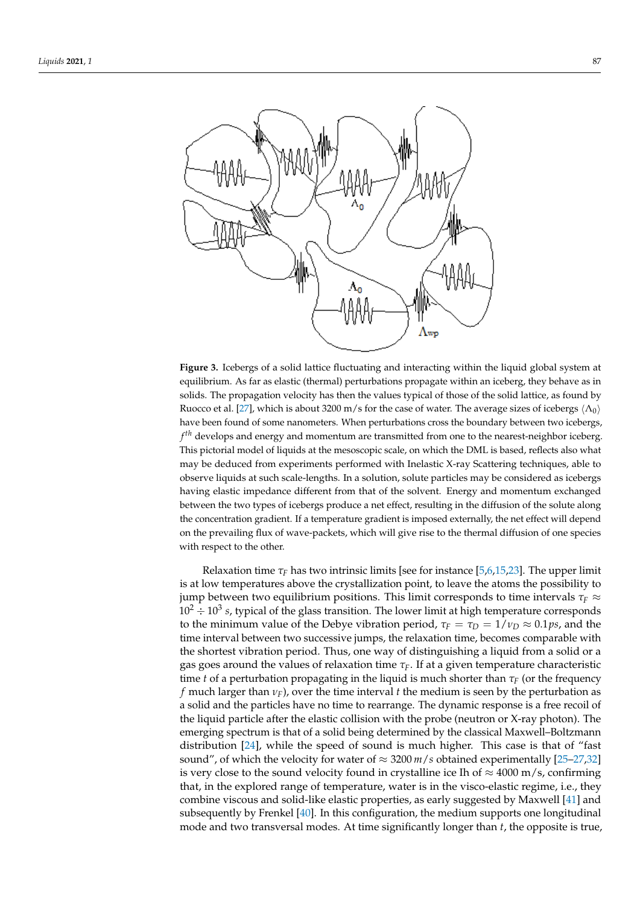**Figure 3.** Icebergs of a solid lattice fluctuating and interacting within the liquid global system at equilibrium. As far as elastic (thermal) perturbations propagate within an iceberg, they behave as in solids. The propagation velocity has then the values typical of those of the solid lattice, as found by Ruocco et al. [27], which is about 3200 m/s for the case of water. The average sizes of icebergs $\langle \Lambda_0 \rangle$ have been found of some nanometers. When perturbations cross the boundary between two icebergs, $f^{th}$ develops and energy and momentum are transmitted from one to the nearest-neighbor iceberg. This pictorial model of liquids at the mesoscopic scale, on which the DML is based, reflects also what may be deduced from experiments performed with Inelastic X-ray Scattering techniques, able to observe liquids at such scale-lengths. In a solution, solute particles may be considered as icebergs having elastic impedance different from that of the solvent. Energy and momentum exchanged between the two types of icebergs produce a net effect, resulting in the diffusion of the solute along the concentration gradient. If a temperature gradient is imposed externally, the net effect will depend on the prevailing flux of wave-packets, which will give rise to the thermal diffusion of one species with respect to the other.

Relaxation time $\tau_F$ has two intrinsic limits [see for instance [5,6,15,23]. The upper limit is at low temperatures above the crystallization point, to leave the atoms the possibility to jump between two equilibrium positions. This limit corresponds to time intervals $\tau_F \approx 10^2 \div 10^3$ $s$, typical of the glass transition. The lower limit at high temperature corresponds to the minimum value of the Debye vibration period, $\tau_F = \tau_D = 1/\nu_D \approx 0.1 ps$, and the time interval between two successive jumps, the relaxation time, becomes comparable with the shortest vibration period. Thus, one way of distinguishing a liquid from a solid or a gas goes around the values of relaxation time $\tau_F$. If at a given temperature characteristic time $t$ of a perturbation propagating in the liquid is much shorter than $\tau_F$ (or the frequency $f$ much larger than $\nu_F$), over the time interval $t$ the medium is seen by the perturbation as a solid and the particles have no time to rearrange. The dynamic response is a free recoil of the liquid particle after the elastic collision with the probe (neutron or X-ray photon). The emerging spectrum is that of a solid being determined by the classical Maxwell–Boltzmann distribution [24], while the speed of sound is much higher. This case is that of "fast sound", of which the velocity for water of $\approx 3200\, m/s$ obtained experimentally [25–27,32] is very close to the sound velocity found in crystalline ice Ih of $\approx 4000$ m/s, confirming that, in the explored range of temperature, water is in the visco-elastic regime, i.e., they combine viscous and solid-like elastic properties, as early suggested by Maxwell [41] and subsequently by Frenkel [40]. In this configuration, the medium supports one longitudinal mode and two transversal modes. At time significantly longer than $t$, the opposite is true,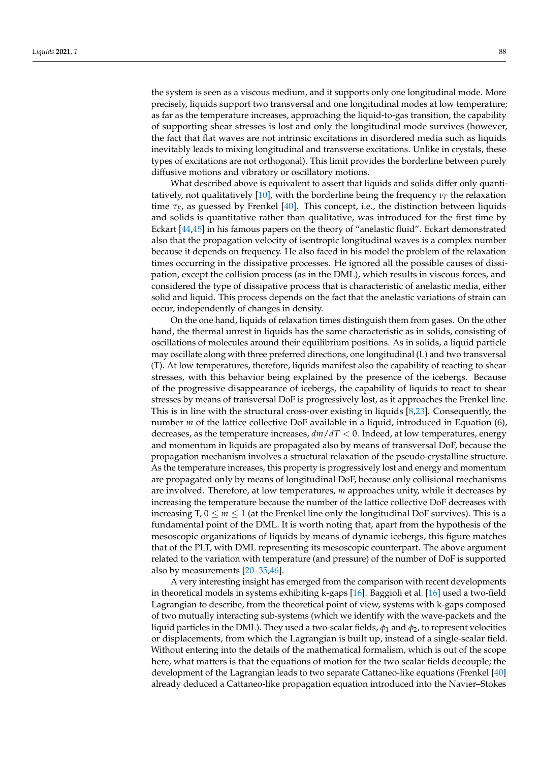the system is seen as a viscous medium, and it supports only one longitudinal mode. More precisely, liquids support two transversal and one longitudinal modes at low temperature; as far as the temperature increases, approaching the liquid-to-gas transition, the capability of supporting shear stresses is lost and only the longitudinal mode survives (however, the fact that flat waves are not intrinsic excitations in disordered media such as liquids inevitably leads to mixing longitudinal and transverse excitations. Unlike in crystals, these types of excitations are not orthogonal). This limit provides the borderline between purely diffusive motions and vibratory or oscillatory motions.

What described above is equivalent to assert that liquids and solids differ only quantitatively, not qualitatively [10], with the borderline being the frequency $\nu_F$ the relaxation time $\tau_F$, as guessed by Frenkel [40]. This concept, i.e., the distinction between liquids and solids is quantitative rather than qualitative, was introduced for the first time by Eckart [44,45] in his famous papers on the theory of "anelastic fluid". Eckart demonstrated also that the propagation velocity of isentropic longitudinal waves is a complex number because it depends on frequency. He also faced in his model the problem of the relaxation times occurring in the dissipative processes. He ignored all the possible causes of dissipation, except the collision process (as in the DML), which results in viscous forces, and considered the type of dissipative process that is characteristic of anelastic media, either solid and liquid. This process depends on the fact that the anelastic variations of strain can occur, independently of changes in density.

On the one hand, liquids of relaxation times distinguish them from gases. On the other hand, the thermal unrest in liquids has the same characteristic as in solids, consisting of oscillations of molecules around their equilibrium positions. As in solids, a liquid particle may oscillate along with three preferred directions, one longitudinal (L) and two transversal (T). At low temperatures, therefore, liquids manifest also the capability of reacting to shear stresses, with this behavior being explained by the presence of the icebergs. Because of the progressive disappearance of icebergs, the capability of liquids to react to shear stresses by means of transversal DoF is progressively lost, as it approaches the Frenkel line. This is in line with the structural cross-over existing in liquids [8,23]. Consequently, the number $m$ of the lattice collective DoF available in a liquid, introduced in Equation (6), decreases, as the temperature increases, $dm/dT < 0$. Indeed, at low temperatures, energy and momentum in liquids are propagated also by means of transversal DoF, because the propagation mechanism involves a structural relaxation of the pseudo-crystalline structure. As the temperature increases, this property is progressively lost and energy and momentum are propagated only by means of longitudinal DoF, because only collisional mechanisms are involved. Therefore, at low temperatures, $m$ approaches unity, while it decreases by increasing the temperature because the number of the lattice collective DoF decreases with increasing T, $0 \leq m \leq 1$ (at the Frenkel line only the longitudinal DoF survives). This is a fundamental point of the DML. It is worth noting that, apart from the hypothesis of the mesoscopic organizations of liquids by means of dynamic icebergs, this figure matches that of the PLT, with DML representing its mesoscopic counterpart. The above argument related to the variation with temperature (and pressure) of the number of DoF is supported also by measurements [20–35,46].

A very interesting insight has emerged from the comparison with recent developments in theoretical models in systems exhibiting k-gaps [16]. Baggioli et al. [16] used a two-field Lagrangian to describe, from the theoretical point of view, systems with k-gaps composed of two mutually interacting sub-systems (which we identify with the wave-packets and the liquid particles in the DML). They used a two-scalar fields, $\phi_1$ and $\phi_2$, to represent velocities or displacements, from which the Lagrangian is built up, instead of a single-scalar field. Without entering into the details of the mathematical formalism, which is out of the scope here, what matters is that the equations of motion for the two scalar fields decouple; the development of the Lagrangian leads to two separate Cattaneo-like equations (Frenkel [40] already deduced a Cattaneo-like propagation equation introduced into the Navier–Stokes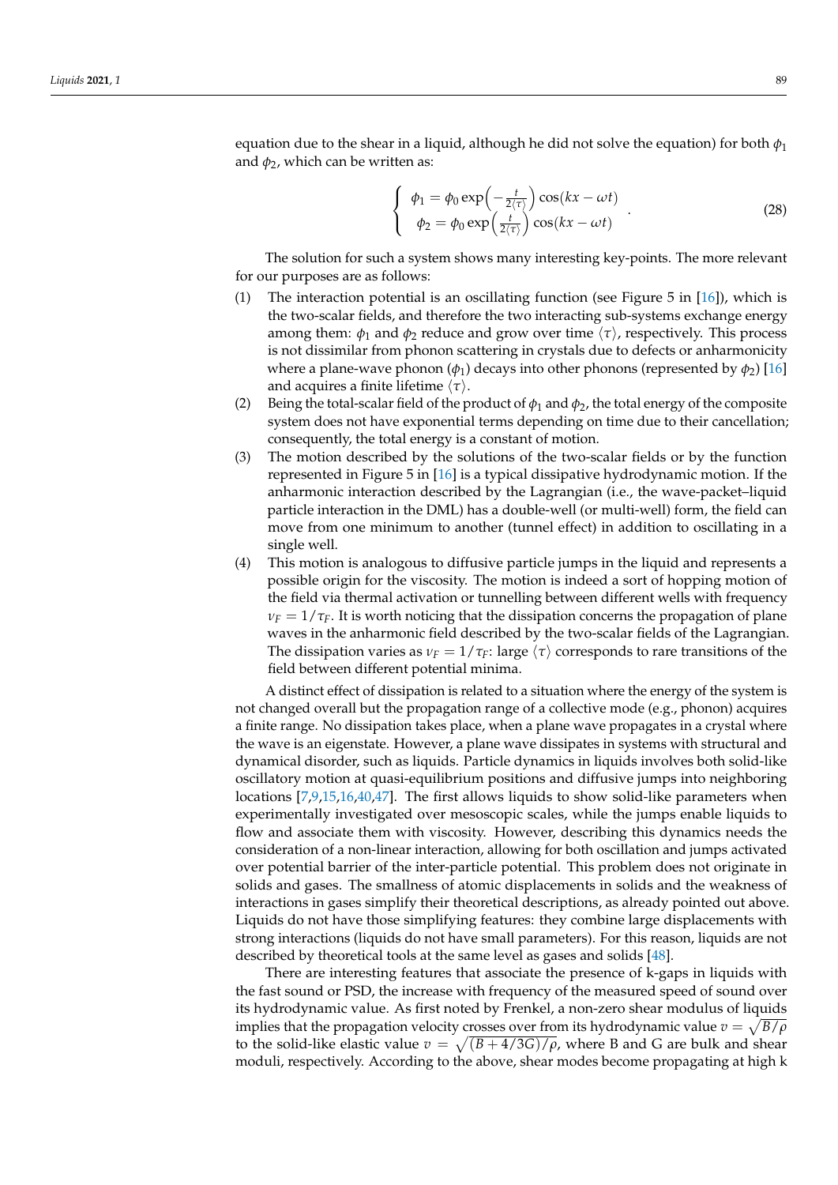equation due to the shear in a liquid, although he did not solve the equation) for both $\phi_1$ and $\phi_2$, which can be written as:

$$
\begin{cases}
\phi_1 = \phi_0 \exp\left(-\frac{t}{2\langle\tau\rangle}\right)\cos(kx - \omega t) \\
\phi_2 = \phi_0 \exp\left(\frac{t}{2\langle\tau\rangle}\right)\cos(kx - \omega t)
\end{cases}
. \tag{28}
$$

The solution for such a system shows many interesting key-points. The more relevant for our purposes are as follows:

(1) The interaction potential is an oscillating function (see Figure 5 in [16]), which is the two-scalar fields, and therefore the two interacting sub-systems exchange energy among them: $\phi_1$ and $\phi_2$ reduce and grow over time $\langle\tau\rangle$, respectively. This process is not dissimilar from phonon scattering in crystals due to defects or anharmonicity where a plane-wave phonon ($\phi_1$) decays into other phonons (represented by $\phi_2$) [16] and acquires a finite lifetime $\langle\tau\rangle$.

(2) Being the total-scalar field of the product of $\phi_1$ and $\phi_2$, the total energy of the composite system does not have exponential terms depending on time due to their cancellation; consequently, the total energy is a constant of motion.

(3) The motion described by the solutions of the two-scalar fields or by the function represented in Figure 5 in [16] is a typical dissipative hydrodynamic motion. If the anharmonic interaction described by the Lagrangian (i.e., the wave-packet–liquid particle interaction in the DML) has a double-well (or multi-well) form, the field can move from one minimum to another (tunnel effect) in addition to oscillating in a single well.

(4) This motion is analogous to diffusive particle jumps in the liquid and represents a possible origin for the viscosity. The motion is indeed a sort of hopping motion of the field via thermal activation or tunnelling between different wells with frequency $\nu_F = 1/\tau_F$. It is worth noticing that the dissipation concerns the propagation of plane waves in the anharmonic field described by the two-scalar fields of the Lagrangian. The dissipation varies as $\nu_F = 1/\tau_F$: large $\langle\tau\rangle$ corresponds to rare transitions of the field between different potential minima.

A distinct effect of dissipation is related to a situation where the energy of the system is not changed overall but the propagation range of a collective mode (e.g., phonon) acquires a finite range. No dissipation takes place, when a plane wave propagates in a crystal where the wave is an eigenstate. However, a plane wave dissipates in systems with structural and dynamical disorder, such as liquids. Particle dynamics in liquids involves both solid-like oscillatory motion at quasi-equilibrium positions and diffusive jumps into neighboring locations [7,9,15,16,40,47]. The first allows liquids to show solid-like parameters when experimentally investigated over mesoscopic scales, while the jumps enable liquids to flow and associate them with viscosity. However, describing this dynamics needs the consideration of a non-linear interaction, allowing for both oscillation and jumps activated over potential barrier of the inter-particle potential. This problem does not originate in solids and gases. The smallness of atomic displacements in solids and the weakness of interactions in gases simplify their theoretical descriptions, as already pointed out above. Liquids do not have those simplifying features: they combine large displacements with strong interactions (liquids do not have small parameters). For this reason, liquids are not described by theoretical tools at the same level as gases and solids [48].

There are interesting features that associate the presence of k-gaps in liquids with the fast sound or PSD, the increase with frequency of the measured speed of sound over its hydrodynamic value. As first noted by Frenkel, a non-zero shear modulus of liquids implies that the propagation velocity crosses over from its hydrodynamic value $v = \sqrt{B/\rho}$ to the solid-like elastic value $v = \sqrt{(B + 4/3G)/\rho}$, where B and G are bulk and shear moduli, respectively. According to the above, shear modes become propagating at high k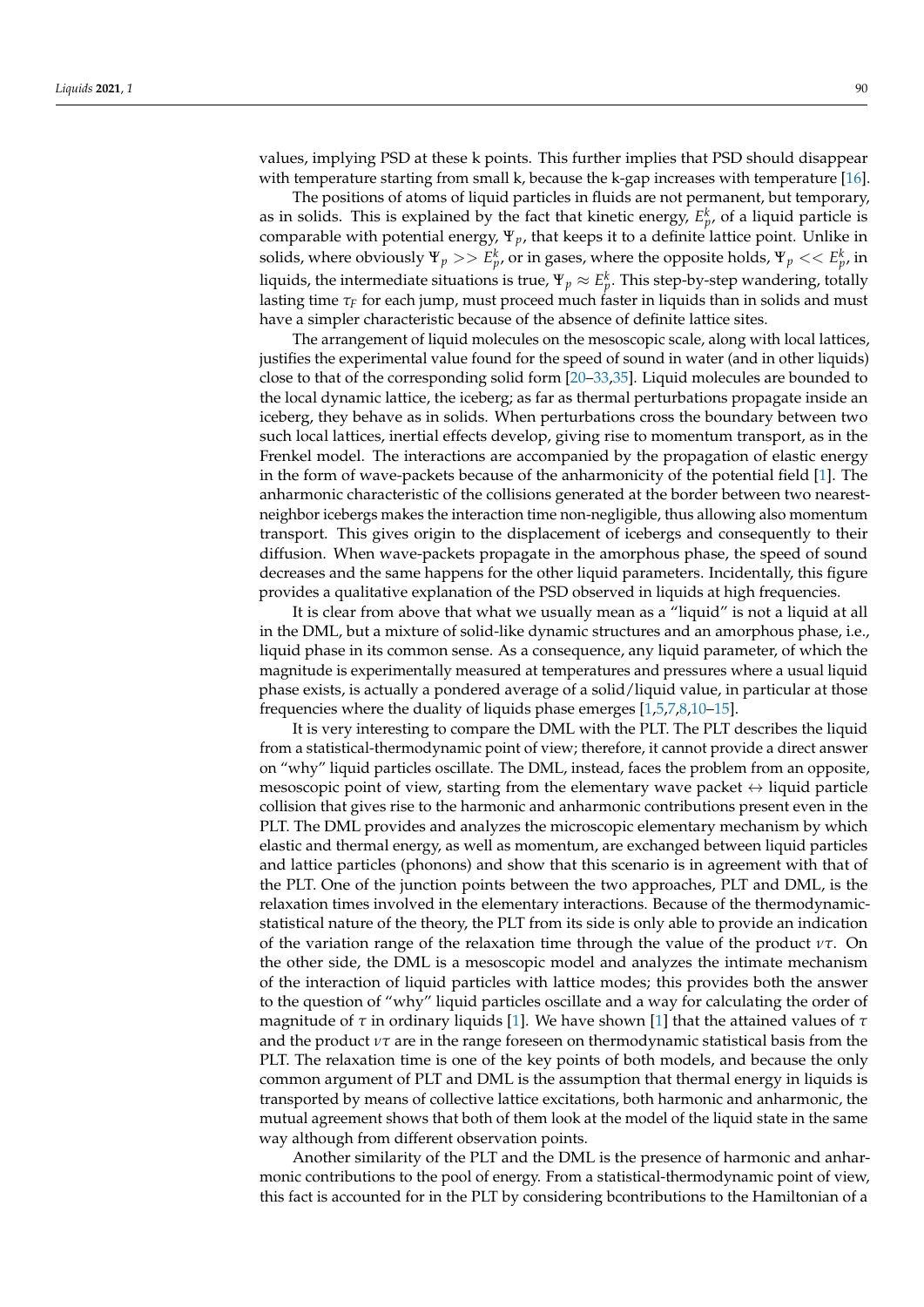values, implying PSD at these k points. This further implies that PSD should disappear with temperature starting from small k, because the k-gap increases with temperature [16].

The positions of atoms of liquid particles in fluids are not permanent, but temporary, as in solids. This is explained by the fact that kinetic energy, $E_p^k$, of a liquid particle is comparable with potential energy, $\Psi_p$, that keeps it to a definite lattice point. Unlike in solids, where obviously $\Psi_p >> E_p^k$, or in gases, where the opposite holds, $\Psi_p << E_p^k$, in liquids, the intermediate situations is true, $\Psi_p \approx E_p^k$. This step-by-step wandering, totally lasting time $\tau_F$ for each jump, must proceed much faster in liquids than in solids and must have a simpler characteristic because of the absence of definite lattice sites.

The arrangement of liquid molecules on the mesoscopic scale, along with local lattices, justifies the experimental value found for the speed of sound in water (and in other liquids) close to that of the corresponding solid form [20–33,35]. Liquid molecules are bounded to the local dynamic lattice, the iceberg; as far as thermal perturbations propagate inside an iceberg, they behave as in solids. When perturbations cross the boundary between two such local lattices, inertial effects develop, giving rise to momentum transport, as in the Frenkel model. The interactions are accompanied by the propagation of elastic energy in the form of wave-packets because of the anharmonicity of the potential field [1]. The anharmonic characteristic of the collisions generated at the border between two nearest-neighbor icebergs makes the interaction time non-negligible, thus allowing also momentum transport. This gives origin to the displacement of icebergs and consequently to their diffusion. When wave-packets propagate in the amorphous phase, the speed of sound decreases and the same happens for the other liquid parameters. Incidentally, this figure provides a qualitative explanation of the PSD observed in liquids at high frequencies.

It is clear from above that what we usually mean as a "liquid" is not a liquid at all in the DML, but a mixture of solid-like dynamic structures and an amorphous phase, i.e., liquid phase in its common sense. As a consequence, any liquid parameter, of which the magnitude is experimentally measured at temperatures and pressures where a usual liquid phase exists, is actually a pondered average of a solid/liquid value, in particular at those frequencies where the duality of liquids phase emerges [1,5,7,8,10–15].

It is very interesting to compare the DML with the PLT. The PLT describes the liquid from a statistical-thermodynamic point of view; therefore, it cannot provide a direct answer on "why" liquid particles oscillate. The DML, instead, faces the problem from an opposite, mesoscopic point of view, starting from the elementary wave packet $\leftrightarrow$ liquid particle collision that gives rise to the harmonic and anharmonic contributions present even in the PLT. The DML provides and analyzes the microscopic elementary mechanism by which elastic and thermal energy, as well as momentum, are exchanged between liquid particles and lattice particles (phonons) and show that this scenario is in agreement with that of the PLT. One of the junction points between the two approaches, PLT and DML, is the relaxation times involved in the elementary interactions. Because of the thermodynamic-statistical nature of the theory, the PLT from its side is only able to provide an indication of the variation range of the relaxation time through the value of the product $\nu\tau$. On the other side, the DML is a mesoscopic model and analyzes the intimate mechanism of the interaction of liquid particles with lattice modes; this provides both the answer to the question of "why" liquid particles oscillate and a way for calculating the order of magnitude of $\tau$ in ordinary liquids [1]. We have shown [1] that the attained values of $\tau$ and the product $\nu\tau$ are in the range foreseen on thermodynamic statistical basis from the PLT. The relaxation time is one of the key points of both models, and because the only common argument of PLT and DML is the assumption that thermal energy in liquids is transported by means of collective lattice excitations, both harmonic and anharmonic, the mutual agreement shows that both of them look at the model of the liquid state in the same way although from different observation points.

Another similarity of the PLT and the DML is the presence of harmonic and anharmonic contributions to the pool of energy. From a statistical-thermodynamic point of view, this fact is accounted for in the PLT by considering bcontributions to the Hamiltonian of a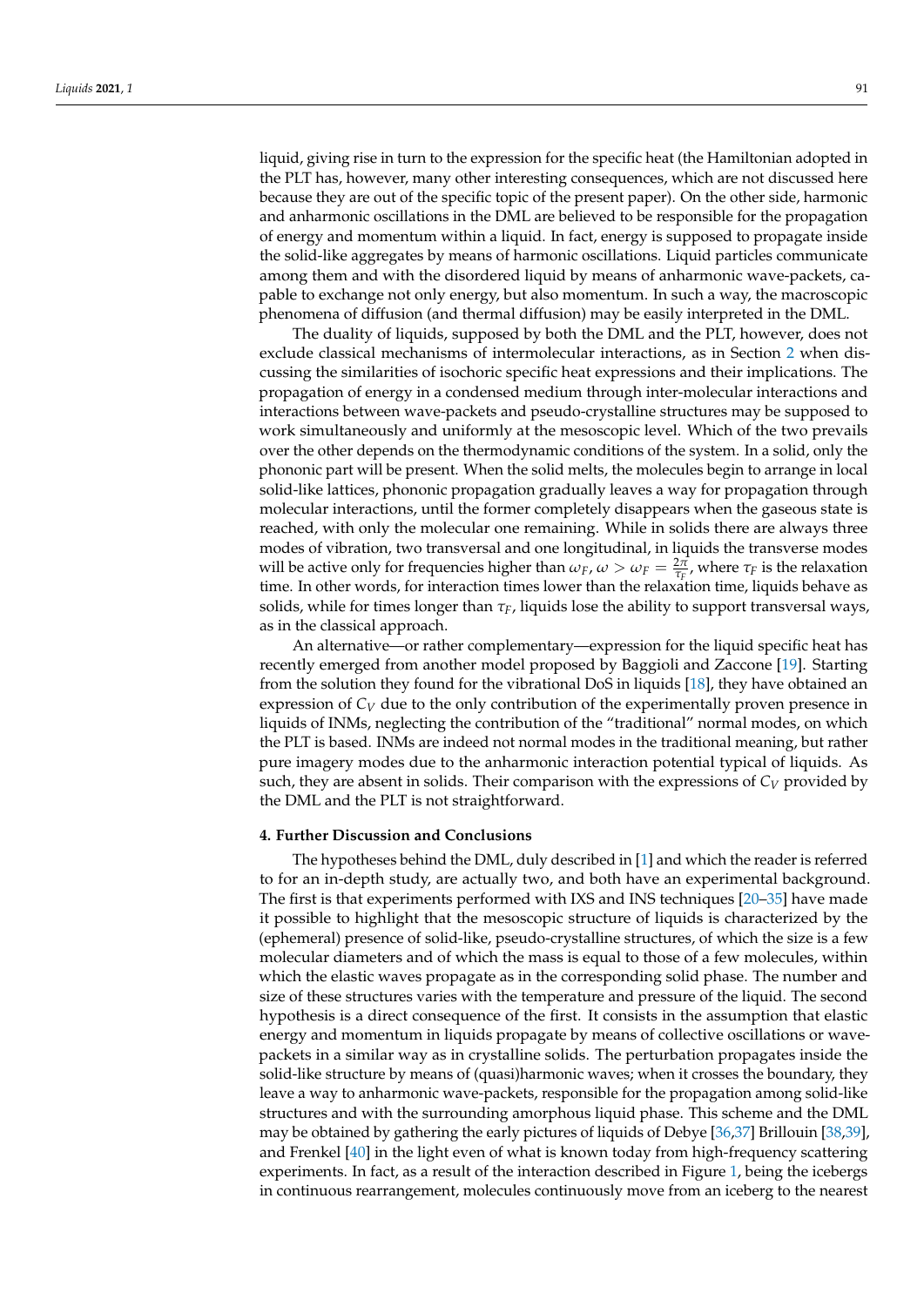liquid, giving rise in turn to the expression for the specific heat (the Hamiltonian adopted in the PLT has, however, many other interesting consequences, which are not discussed here because they are out of the specific topic of the present paper). On the other side, harmonic and anharmonic oscillations in the DML are believed to be responsible for the propagation of energy and momentum within a liquid. In fact, energy is supposed to propagate inside the solid-like aggregates by means of harmonic oscillations. Liquid particles communicate among them and with the disordered liquid by means of anharmonic wave-packets, capable to exchange not only energy, but also momentum. In such a way, the macroscopic phenomena of diffusion (and thermal diffusion) may be easily interpreted in the DML.

The duality of liquids, supposed by both the DML and the PLT, however, does not exclude classical mechanisms of intermolecular interactions, as in Section 2 when discussing the similarities of isochoric specific heat expressions and their implications. The propagation of energy in a condensed medium through inter-molecular interactions and interactions between wave-packets and pseudo-crystalline structures may be supposed to work simultaneously and uniformly at the mesoscopic level. Which of the two prevails over the other depends on the thermodynamic conditions of the system. In a solid, only the phononic part will be present. When the solid melts, the molecules begin to arrange in local solid-like lattices, phononic propagation gradually leaves a way for propagation through molecular interactions, until the former completely disappears when the gaseous state is reached, with only the molecular one remaining. While in solids there are always three modes of vibration, two transversal and one longitudinal, in liquids the transverse modes will be active only for frequencies higher than $\omega_F$, $\omega > \omega_F = \frac{2\pi}{\tau_F}$, where $\tau_F$ is the relaxation time. In other words, for interaction times lower than the relaxation time, liquids behave as solids, while for times longer than $\tau_F$, liquids lose the ability to support transversal ways, as in the classical approach.

An alternative—or rather complementary—expression for the liquid specific heat has recently emerged from another model proposed by Baggioli and Zaccone [19]. Starting from the solution they found for the vibrational DoS in liquids [18], they have obtained an expression of $C_V$ due to the only contribution of the experimentally proven presence in liquids of INMs, neglecting the contribution of the "traditional" normal modes, on which the PLT is based. INMs are indeed not normal modes in the traditional meaning, but rather pure imagery modes due to the anharmonic interaction potential typical of liquids. As such, they are absent in solids. Their comparison with the expressions of $C_V$ provided by the DML and the PLT is not straightforward.

## 4. Further Discussion and Conclusions

The hypotheses behind the DML, duly described in [1] and which the reader is referred to for an in-depth study, are actually two, and both have an experimental background. The first is that experiments performed with IXS and INS techniques [20–35] have made it possible to highlight that the mesoscopic structure of liquids is characterized by the (ephemeral) presence of solid-like, pseudo-crystalline structures, of which the size is a few molecular diameters and of which the mass is equal to those of a few molecules, within which the elastic waves propagate as in the corresponding solid phase. The number and size of these structures varies with the temperature and pressure of the liquid. The second hypothesis is a direct consequence of the first. It consists in the assumption that elastic energy and momentum in liquids propagate by means of collective oscillations or wave-packets in a similar way as in crystalline solids. The perturbation propagates inside the solid-like structure by means of (quasi)harmonic waves; when it crosses the boundary, they leave a way to anharmonic wave-packets, responsible for the propagation among solid-like structures and with the surrounding amorphous liquid phase. This scheme and the DML may be obtained by gathering the early pictures of liquids of Debye [36,37] Brillouin [38,39], and Frenkel [40] in the light even of what is known today from high-frequency scattering experiments. In fact, as a result of the interaction described in Figure 1, being the icebergs in continuous rearrangement, molecules continuously move from an iceberg to the nearest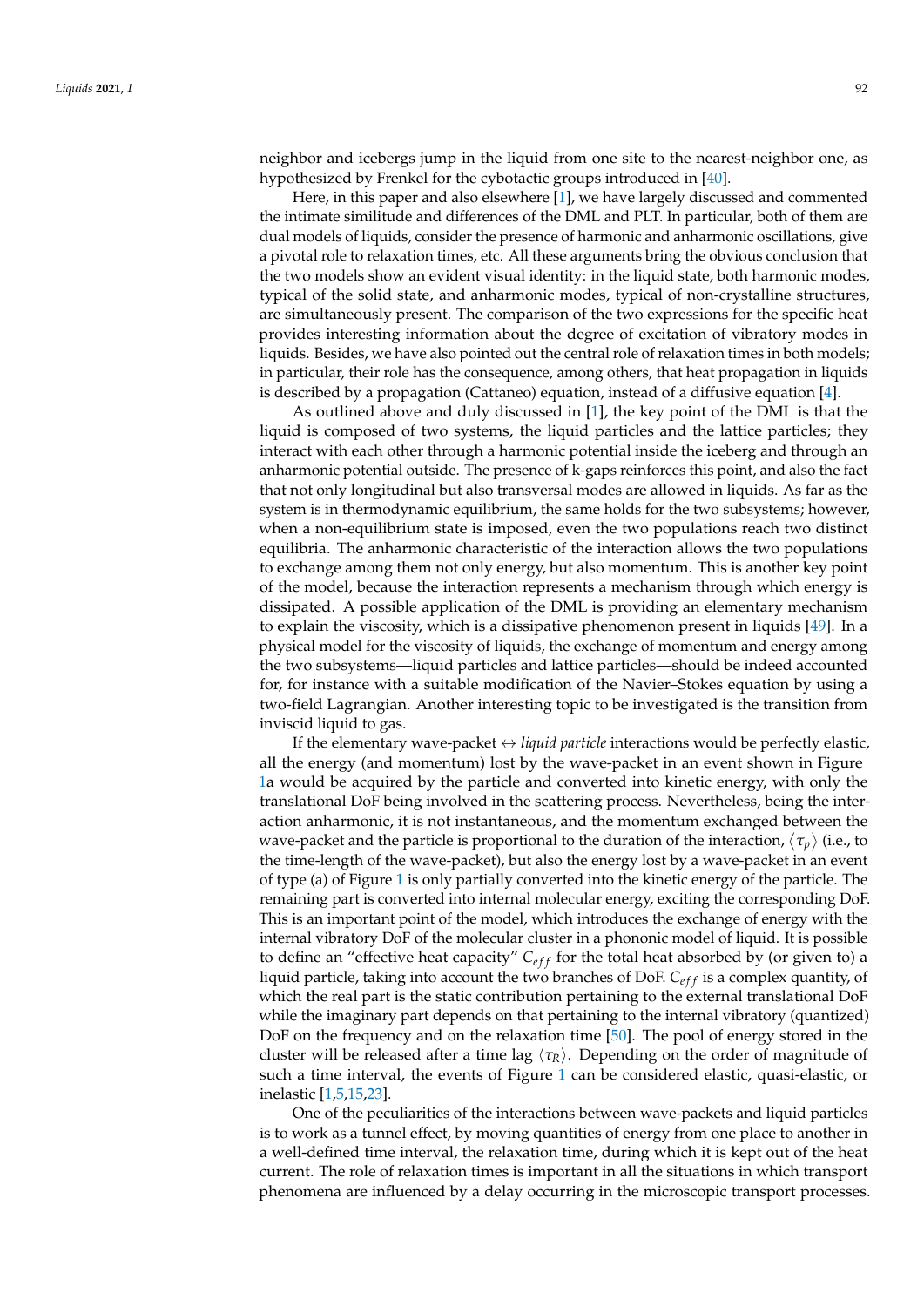neighbor and icebergs jump in the liquid from one site to the nearest-neighbor one, as hypothesized by Frenkel for the cybotactic groups introduced in [40].

Here, in this paper and also elsewhere [1], we have largely discussed and commented the intimate similitude and differences of the DML and PLT. In particular, both of them are dual models of liquids, consider the presence of harmonic and anharmonic oscillations, give a pivotal role to relaxation times, etc. All these arguments bring the obvious conclusion that the two models show an evident visual identity: in the liquid state, both harmonic modes, typical of the solid state, and anharmonic modes, typical of non-crystalline structures, are simultaneously present. The comparison of the two expressions for the specific heat provides interesting information about the degree of excitation of vibratory modes in liquids. Besides, we have also pointed out the central role of relaxation times in both models; in particular, their role has the consequence, among others, that heat propagation in liquids is described by a propagation (Cattaneo) equation, instead of a diffusive equation [4].

As outlined above and duly discussed in [1], the key point of the DML is that the liquid is composed of two systems, the liquid particles and the lattice particles; they interact with each other through a harmonic potential inside the iceberg and through an anharmonic potential outside. The presence of k-gaps reinforces this point, and also the fact that not only longitudinal but also transversal modes are allowed in liquids. As far as the system is in thermodynamic equilibrium, the same holds for the two subsystems; however, when a non-equilibrium state is imposed, even the two populations reach two distinct equilibria. The anharmonic characteristic of the interaction allows the two populations to exchange among them not only energy, but also momentum. This is another key point of the model, because the interaction represents a mechanism through which energy is dissipated. A possible application of the DML is providing an elementary mechanism to explain the viscosity, which is a dissipative phenomenon present in liquids [49]. In a physical model for the viscosity of liquids, the exchange of momentum and energy among the two subsystems—liquid particles and lattice particles—should be indeed accounted for, for instance with a suitable modification of the Navier–Stokes equation by using a two-field Lagrangian. Another interesting topic to be investigated is the transition from inviscid liquid to gas.

If the elementary wave-packet $\leftrightarrow$ *liquid particle* interactions would be perfectly elastic, all the energy (and momentum) lost by the wave-packet in an event shown in Figure 1a would be acquired by the particle and converted into kinetic energy, with only the translational DoF being involved in the scattering process. Nevertheless, being the interaction anharmonic, it is not instantaneous, and the momentum exchanged between the wave-packet and the particle is proportional to the duration of the interaction, $\langle \tau_p \rangle$ (i.e., to the time-length of the wave-packet), but also the energy lost by a wave-packet in an event of type (a) of Figure 1 is only partially converted into the kinetic energy of the particle. The remaining part is converted into internal molecular energy, exciting the corresponding DoF. This is an important point of the model, which introduces the exchange of energy with the internal vibratory DoF of the molecular cluster in a phononic model of liquid. It is possible to define an "effective heat capacity" $C_{eff}$ for the total heat absorbed by (or given to) a liquid particle, taking into account the two branches of DoF. $C_{eff}$ is a complex quantity, of which the real part is the static contribution pertaining to the external translational DoF while the imaginary part depends on that pertaining to the internal vibratory (quantized) DoF on the frequency and on the relaxation time [50]. The pool of energy stored in the cluster will be released after a time lag $\langle \tau_R \rangle$. Depending on the order of magnitude of such a time interval, the events of Figure 1 can be considered elastic, quasi-elastic, or inelastic [1,5,15,23].

One of the peculiarities of the interactions between wave-packets and liquid particles is to work as a tunnel effect, by moving quantities of energy from one place to another in a well-defined time interval, the relaxation time, during which it is kept out of the heat current. The role of relaxation times is important in all the situations in which transport phenomena are influenced by a delay occurring in the microscopic transport processes.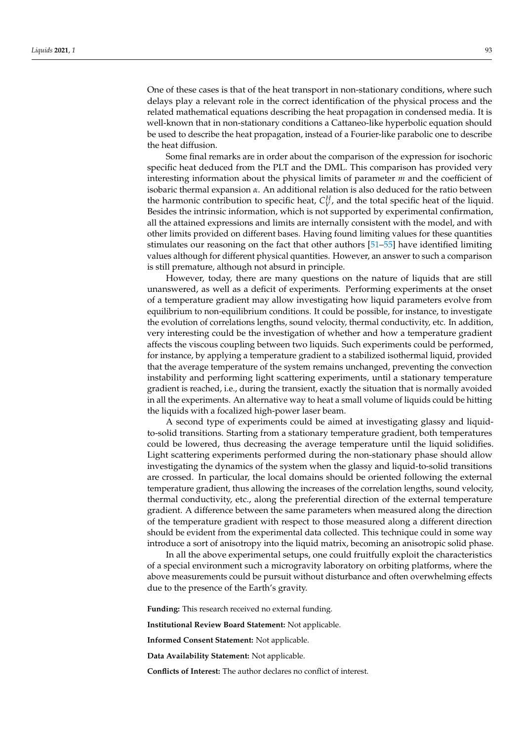One of these cases is that of the heat transport in non-stationary conditions, where such delays play a relevant role in the correct identification of the physical process and the related mathematical equations describing the heat propagation in condensed media. It is well-known that in non-stationary conditions a Cattaneo-like hyperbolic equation should be used to describe the heat propagation, instead of a Fourier-like parabolic one to describe the heat diffusion.

Some final remarks are in order about the comparison of the expression for isochoric specific heat deduced from the PLT and the DML. This comparison has provided very interesting information about the physical limits of parameter $m$ and the coefficient of isobaric thermal expansion $\alpha$. An additional relation is also deduced for the ratio between the harmonic contribution to specific heat, $C_V^H$, and the total specific heat of the liquid. Besides the intrinsic information, which is not supported by experimental confirmation, all the attained expressions and limits are internally consistent with the model, and with other limits provided on different bases. Having found limiting values for these quantities stimulates our reasoning on the fact that other authors [51–55] have identified limiting values although for different physical quantities. However, an answer to such a comparison is still premature, although not absurd in principle.

However, today, there are many questions on the nature of liquids that are still unanswered, as well as a deficit of experiments. Performing experiments at the onset of a temperature gradient may allow investigating how liquid parameters evolve from equilibrium to non-equilibrium conditions. It could be possible, for instance, to investigate the evolution of correlations lengths, sound velocity, thermal conductivity, etc. In addition, very interesting could be the investigation of whether and how a temperature gradient affects the viscous coupling between two liquids. Such experiments could be performed, for instance, by applying a temperature gradient to a stabilized isothermal liquid, provided that the average temperature of the system remains unchanged, preventing the convection instability and performing light scattering experiments, until a stationary temperature gradient is reached, i.e., during the transient, exactly the situation that is normally avoided in all the experiments. An alternative way to heat a small volume of liquids could be hitting the liquids with a focalized high-power laser beam.

A second type of experiments could be aimed at investigating glassy and liquid-to-solid transitions. Starting from a stationary temperature gradient, both temperatures could be lowered, thus decreasing the average temperature until the liquid solidifies. Light scattering experiments performed during the non-stationary phase should allow investigating the dynamics of the system when the glassy and liquid-to-solid transitions are crossed. In particular, the local domains should be oriented following the external temperature gradient, thus allowing the increases of the correlation lengths, sound velocity, thermal conductivity, etc., along the preferential direction of the external temperature gradient. A difference between the same parameters when measured along the direction of the temperature gradient with respect to those measured along a different direction should be evident from the experimental data collected. This technique could in some way introduce a sort of anisotropy into the liquid matrix, becoming an anisotropic solid phase.

In all the above experimental setups, one could fruitfully exploit the characteristics of a special environment such a microgravity laboratory on orbiting platforms, where the above measurements could be pursuit without disturbance and often overwhelming effects due to the presence of the Earth's gravity.

**Funding:** This research received no external funding.

**Institutional Review Board Statement:** Not applicable.

**Informed Consent Statement:** Not applicable.

**Data Availability Statement:** Not applicable.

**Conflicts of Interest:** The author declares no conflict of interest.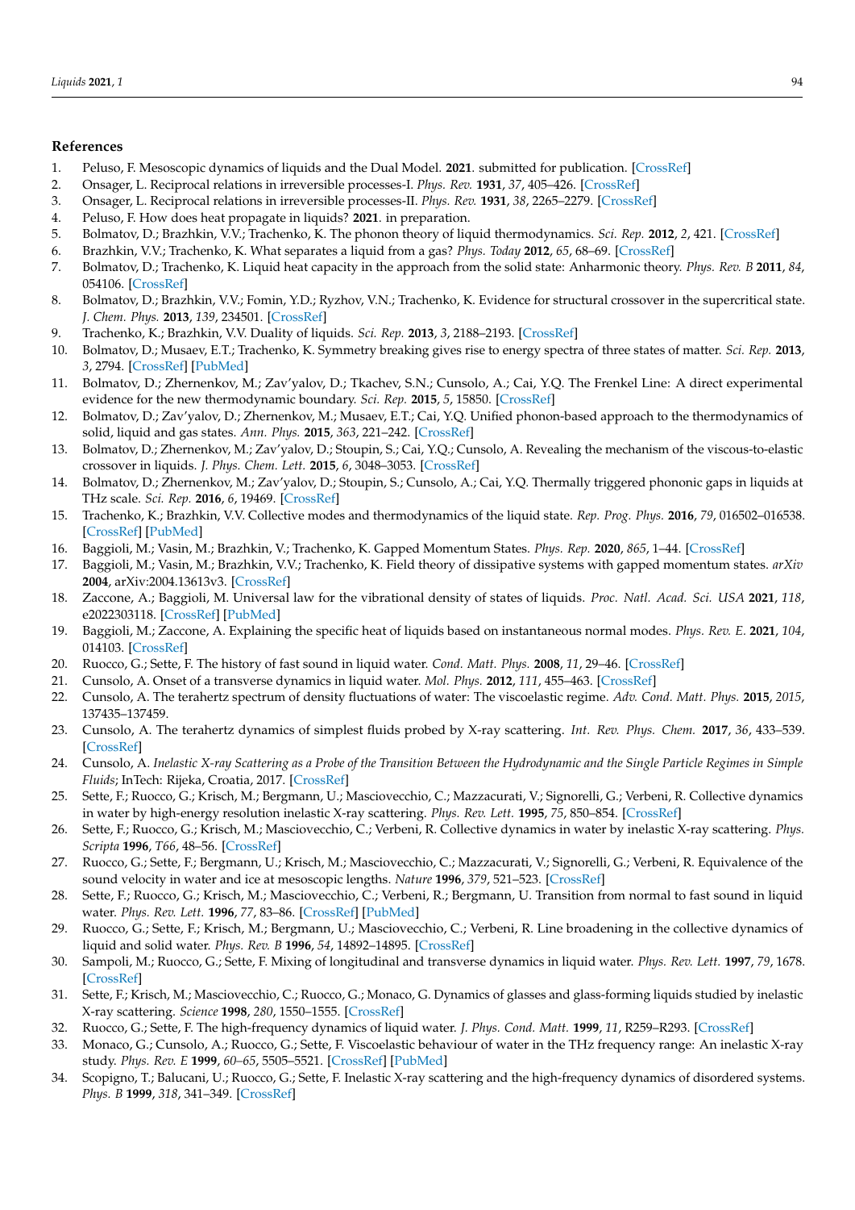## References

1. Peluso, F. Mesoscopic dynamics of liquids and the Dual Model. **2021**. submitted for publication. [CrossRef]
2. Onsager, L. Reciprocal relations in irreversible processes-I. *Phys. Rev.* **1931**, *37*, 405–426. [CrossRef]
3. Onsager, L. Reciprocal relations in irreversible processes-II. *Phys. Rev.* **1931**, *38*, 2265–2279. [CrossRef]
4. Peluso, F. How does heat propagate in liquids? **2021**. in preparation.
5. Bolmatov, D.; Brazhkin, V.V.; Trachenko, K. The phonon theory of liquid thermodynamics. *Sci. Rep.* **2012**, *2*, 421. [CrossRef]
6. Brazhkin, V.V.; Trachenko, K. What separates a liquid from a gas? *Phys. Today* **2012**, *65*, 68–69. [CrossRef]
7. Bolmatov, D.; Trachenko, K. Liquid heat capacity in the approach from the solid state: Anharmonic theory. *Phys. Rev. B* **2011**, *84*, 054106. [CrossRef]
8. Bolmatov, D.; Brazhkin, V.V.; Fomin, Y.D.; Ryzhov, V.N.; Trachenko, K. Evidence for structural crossover in the supercritical state. *J. Chem. Phys.* **2013**, *139*, 234501. [CrossRef]
9. Trachenko, K.; Brazhkin, V.V. Duality of liquids. *Sci. Rep.* **2013**, *3*, 2188–2193. [CrossRef]
10. Bolmatov, D.; Musaev, E.T.; Trachenko, K. Symmetry breaking gives rise to energy spectra of three states of matter. *Sci. Rep.* **2013**, *3*, 2794. [CrossRef] [PubMed]
11. Bolmatov, D.; Zhernenkov, M.; Zav'yalov, D.; Tkachev, S.N.; Cunsolo, A.; Cai, Y.Q. The Frenkel Line: A direct experimental evidence for the new thermodynamic boundary. *Sci. Rep.* **2015**, *5*, 15850. [CrossRef]
12. Bolmatov, D.; Zav'yalov, D.; Zhernenkov, M.; Musaev, E.T.; Cai, Y.Q. Unified phonon-based approach to the thermodynamics of solid, liquid and gas states. *Ann. Phys.* **2015**, *363*, 221–242. [CrossRef]
13. Bolmatov, D.; Zhernenkov, M.; Zav'yalov, D.; Stoupin, S.; Cai, Y.Q.; Cunsolo, A. Revealing the mechanism of the viscous-to-elastic crossover in liquids. *J. Phys. Chem. Lett.* **2015**, *6*, 3048–3053. [CrossRef]
14. Bolmatov, D.; Zhernenkov, M.; Zav'yalov, D.; Stoupin, S.; Cunsolo, A.; Cai, Y.Q. Thermally triggered phononic gaps in liquids at THz scale. *Sci. Rep.* **2016**, *6*, 19469. [CrossRef]
15. Trachenko, K.; Brazhkin, V.V. Collective modes and thermodynamics of the liquid state. *Rep. Prog. Phys.* **2016**, *79*, 016502–016538. [CrossRef] [PubMed]
16. Baggioli, M.; Vasin, M.; Brazhkin, V.; Trachenko, K. Gapped Momentum States. *Phys. Rep.* **2020**, *865*, 1–44. [CrossRef]
17. Baggioli, M.; Vasin, M.; Brazhkin, V.V.; Trachenko, K. Field theory of dissipative systems with gapped momentum states. *arXiv* **2004**, arXiv:2004.13613v3. [CrossRef]
18. Zaccone, A.; Baggioli, M. Universal law for the vibrational density of states of liquids. *Proc. Natl. Acad. Sci. USA* **2021**, *118*, e2022303118. [CrossRef] [PubMed]
19. Baggioli, M.; Zaccone, A. Explaining the specific heat of liquids based on instantaneous normal modes. *Phys. Rev. E.* **2021**, *104*, 014103. [CrossRef]
20. Ruocco, G.; Sette, F. The history of fast sound in liquid water. *Cond. Matt. Phys.* **2008**, *11*, 29–46. [CrossRef]
21. Cunsolo, A. Onset of a transverse dynamics in liquid water. *Mol. Phys.* **2012**, *111*, 455–463. [CrossRef]
22. Cunsolo, A. The terahertz spectrum of density fluctuations of water: The viscoelastic regime. *Adv. Cond. Matt. Phys.* **2015**, *2015*, 137435–137459.
23. Cunsolo, A. The terahertz dynamics of simplest fluids probed by X-ray scattering. *Int. Rev. Phys. Chem.* **2017**, *36*, 433–539. [CrossRef]
24. Cunsolo, A. *Inelastic X-ray Scattering as a Probe of the Transition Between the Hydrodynamic and the Single Particle Regimes in Simple Fluids*; InTech: Rijeka, Croatia, 2017. [CrossRef]
25. Sette, F.; Ruocco, G.; Krisch, M.; Bergmann, U.; Masciovecchio, C.; Mazzacurati, V.; Signorelli, G.; Verbeni, R. Collective dynamics in water by high-energy resolution inelastic X-ray scattering. *Phys. Rev. Lett.* **1995**, *75*, 850–854. [CrossRef]
26. Sette, F.; Ruocco, G.; Krisch, M.; Masciovecchio, C.; Verbeni, R. Collective dynamics in water by inelastic X-ray scattering. *Phys. Scripta* **1996**, *T66*, 48–56. [CrossRef]
27. Ruocco, G.; Sette, F.; Bergmann, U.; Krisch, M.; Masciovecchio, C.; Mazzacurati, V.; Signorelli, G.; Verbeni, R. Equivalence of the sound velocity in water and ice at mesoscopic lengths. *Nature* **1996**, *379*, 521–523. [CrossRef]
28. Sette, F.; Ruocco, G.; Krisch, M.; Masciovecchio, C.; Verbeni, R.; Bergmann, U. Transition from normal to fast sound in liquid water. *Phys. Rev. Lett.* **1996**, *77*, 83–86. [CrossRef] [PubMed]
29. Ruocco, G.; Sette, F.; Krisch, M.; Bergmann, U.; Masciovecchio, C.; Verbeni, R. Line broadening in the collective dynamics of liquid and solid water. *Phys. Rev. B* **1996**, *54*, 14892–14895. [CrossRef]
30. Sampoli, M.; Ruocco, G.; Sette, F. Mixing of longitudinal and transverse dynamics in liquid water. *Phys. Rev. Lett.* **1997**, *79*, 1678. [CrossRef]
31. Sette, F.; Krisch, M.; Masciovecchio, C.; Ruocco, G.; Monaco, G. Dynamics of glasses and glass-forming liquids studied by inelastic X-ray scattering. *Science* **1998**, *280*, 1550–1555. [CrossRef]
32. Ruocco, G.; Sette, F. The high-frequency dynamics of liquid water. *J. Phys. Cond. Matt.* **1999**, *11*, R259–R293. [CrossRef]
33. Monaco, G.; Cunsolo, A.; Ruocco, G.; Sette, F. Viscoelastic behaviour of water in the THz frequency range: An inelastic X-ray study. *Phys. Rev. E* **1999**, *60–65*, 5505–5521. [CrossRef] [PubMed]
34. Scopigno, T.; Balucani, U.; Ruocco, G.; Sette, F. Inelastic X-ray scattering and the high-frequency dynamics of disordered systems. *Phys. B* **1999**, *318*, 341–349. [CrossRef]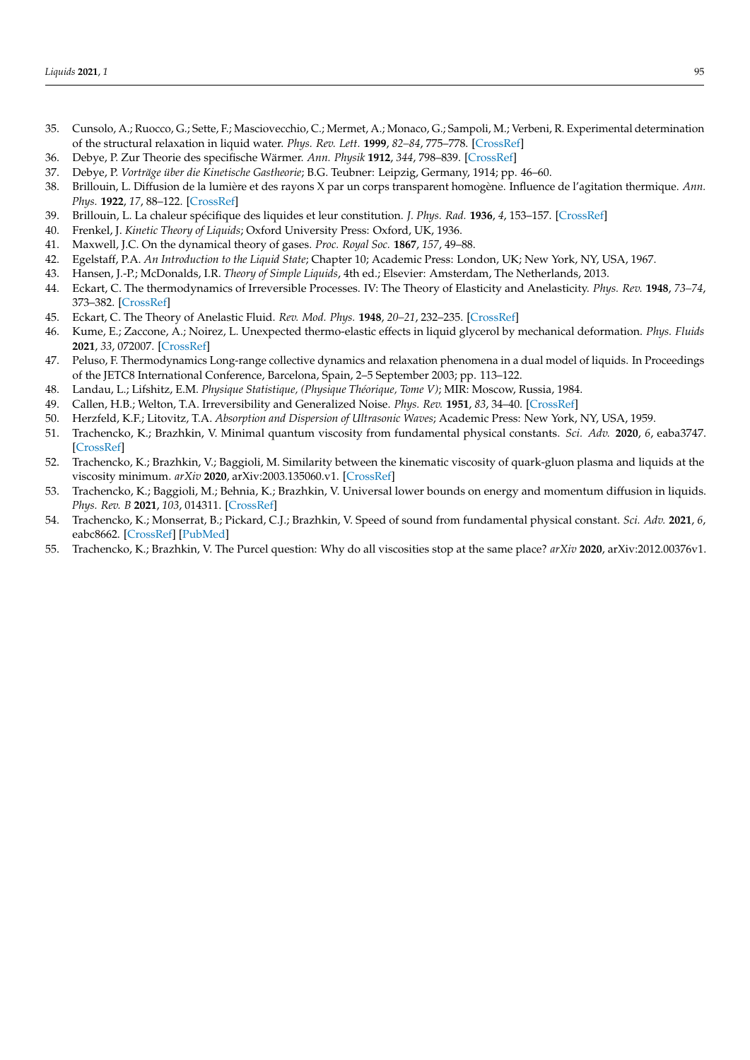35. Cunsolo, A.; Ruocco, G.; Sette, F.; Masciovecchio, C.; Mermet, A.; Monaco, G.; Sampoli, M.; Verbeni, R. Experimental determination of the structural relaxation in liquid water. *Phys. Rev. Lett.* **1999**, *82–84*, 775–778. [CrossRef]
36. Debye, P. Zur Theorie des specifische Wärmer. *Ann. Physik* **1912**, *344*, 798–839. [CrossRef]
37. Debye, P. *Vorträge über die Kinetische Gastheorie*; B.G. Teubner: Leipzig, Germany, 1914; pp. 46–60.
38. Brillouin, L. Diffusion de la lumière et des rayons X par un corps transparent homogène. Influence de l'agitation thermique. *Ann. Phys.* **1922**, *17*, 88–122. [CrossRef]
39. Brillouin, L. La chaleur spécifique des liquides et leur constitution. *J. Phys. Rad.* **1936**, *4*, 153–157. [CrossRef]
40. Frenkel, J. *Kinetic Theory of Liquids*; Oxford University Press: Oxford, UK, 1936.
41. Maxwell, J.C. On the dynamical theory of gases. *Proc. Royal Soc.* **1867**, *157*, 49–88.
42. Egelstaff, P.A. *An Introduction to the Liquid State*; Chapter 10; Academic Press: London, UK; New York, NY, USA, 1967.
43. Hansen, J.-P.; McDonalds, I.R. *Theory of Simple Liquids*, 4th ed.; Elsevier: Amsterdam, The Netherlands, 2013.
44. Eckart, C. The thermodynamics of Irreversible Processes. IV: The Theory of Elasticity and Anelasticity. *Phys. Rev.* **1948**, *73–74*, 373–382. [CrossRef]
45. Eckart, C. The Theory of Anelastic Fluid. *Rev. Mod. Phys.* **1948**, *20–21*, 232–235. [CrossRef]
46. Kume, E.; Zaccone, A.; Noirez, L. Unexpected thermo-elastic effects in liquid glycerol by mechanical deformation. *Phys. Fluids* **2021**, *33*, 072007. [CrossRef]
47. Peluso, F. Thermodynamics Long-range collective dynamics and relaxation phenomena in a dual model of liquids. In Proceedings of the JETC8 International Conference, Barcelona, Spain, 2–5 September 2003; pp. 113–122.
48. Landau, L.; Lifshitz, E.M. *Physique Statistique, (Physique Théorique, Tome V)*; MIR: Moscow, Russia, 1984.
49. Callen, H.B.; Welton, T.A. Irreversibility and Generalized Noise. *Phys. Rev.* **1951**, *83*, 34–40. [CrossRef]
50. Herzfeld, K.F.; Litovitz, T.A. *Absorption and Dispersion of Ultrasonic Waves*; Academic Press: New York, NY, USA, 1959.
51. Trachencko, K.; Brazhkin, V. Minimal quantum viscosity from fundamental physical constants. *Sci. Adv.* **2020**, *6*, eaba3747. [CrossRef]
52. Trachencko, K.; Brazhkin, V.; Baggioli, M. Similarity between the kinematic viscosity of quark-gluon plasma and liquids at the viscosity minimum. *arXiv* **2020**, arXiv:2003.135060.v1. [CrossRef]
53. Trachencko, K.; Baggioli, M.; Behnia, K.; Brazhkin, V. Universal lower bounds on energy and momentum diffusion in liquids. *Phys. Rev. B* **2021**, *103*, 014311. [CrossRef]
54. Trachencko, K.; Monserrat, B.; Pickard, C.J.; Brazhkin, V. Speed of sound from fundamental physical constant. *Sci. Adv.* **2021**, *6*, eabc8662. [CrossRef] [PubMed]
55. Trachencko, K.; Brazhkin, V. The Purcel question: Why do all viscosities stop at the same place? *arXiv* **2020**, arXiv:2012.00376v1.